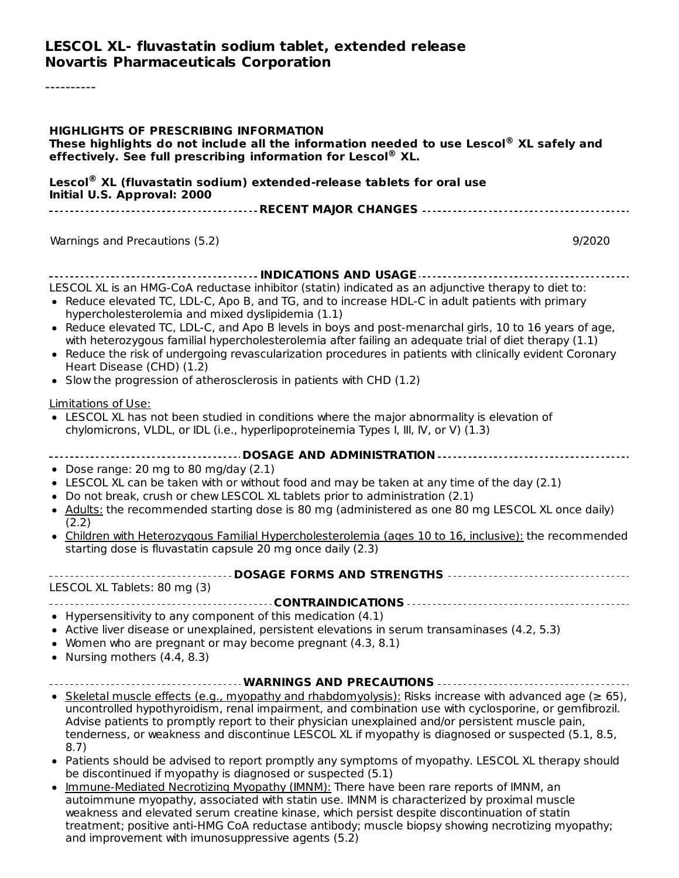# LESCOL XL- fluvastatin sodium tablet, extended release
## Novartis Pharmaceuticals Corporation

----------

**HIGHLIGHTS OF PRESCRIBING INFORMATION**
**These highlights do not include all the information needed to use Lescol® XL safely and effectively. See full prescribing information for Lescol® XL.**

**Lescol® XL (fluvastatin sodium) extended-release tablets for oral use**
**Initial U.S. Approval: 2000**

### RECENT MAJOR CHANGES

| | |
|---|---|
| Warnings and Precautions (5.2) | 9/2020 |

### INDICATIONS AND USAGE

LESCOL XL is an HMG-CoA reductase inhibitor (statin) indicated as an adjunctive therapy to diet to:

- Reduce elevated TC, LDL-C, Apo B, and TG, and to increase HDL-C in adult patients with primary hypercholesterolemia and mixed dyslipidemia (1.1)
- Reduce elevated TC, LDL-C, and Apo B levels in boys and post-menarchal girls, 10 to 16 years of age, with heterozygous familial hypercholesterolemia after failing an adequate trial of diet therapy (1.1)
- Reduce the risk of undergoing revascularization procedures in patients with clinically evident Coronary Heart Disease (CHD) (1.2)
- Slow the progression of atherosclerosis in patients with CHD (1.2)

Limitations of Use:

- LESCOL XL has not been studied in conditions where the major abnormality is elevation of chylomicrons, VLDL, or IDL (i.e., hyperlipoproteinemia Types I, III, IV, or V) (1.3)

### DOSAGE AND ADMINISTRATION

- Dose range: 20 mg to 80 mg/day (2.1)
- LESCOL XL can be taken with or without food and may be taken at any time of the day (2.1)
- Do not break, crush or chew LESCOL XL tablets prior to administration (2.1)
- Adults: the recommended starting dose is 80 mg (administered as one 80 mg LESCOL XL once daily) (2.2)
- Children with Heterozygous Familial Hypercholesterolemia (ages 10 to 16, inclusive): the recommended starting dose is fluvastatin capsule 20 mg once daily (2.3)

### DOSAGE FORMS AND STRENGTHS

LESCOL XL Tablets: 80 mg (3)

### CONTRAINDICATIONS

- Hypersensitivity to any component of this medication (4.1)
- Active liver disease or unexplained, persistent elevations in serum transaminases (4.2, 5.3)
- Women who are pregnant or may become pregnant (4.3, 8.1)
- Nursing mothers (4.4, 8.3)

### WARNINGS AND PRECAUTIONS

- Skeletal muscle effects (e.g., myopathy and rhabdomyolysis): Risks increase with advanced age (≥ 65), uncontrolled hypothyroidism, renal impairment, and combination use with cyclosporine, or gemfibrozil. Advise patients to promptly report to their physician unexplained and/or persistent muscle pain, tenderness, or weakness and discontinue LESCOL XL if myopathy is diagnosed or suspected (5.1, 8.5, 8.7)
- Patients should be advised to report promptly any symptoms of myopathy. LESCOL XL therapy should be discontinued if myopathy is diagnosed or suspected (5.1)
- Immune-Mediated Necrotizing Myopathy (IMNM): There have been rare reports of IMNM, an autoimmune myopathy, associated with statin use. IMNM is characterized by proximal muscle weakness and elevated serum creatine kinase, which persist despite discontinuation of statin treatment; positive anti-HMG CoA reductase antibody; muscle biopsy showing necrotizing myopathy; and improvement with imunosuppressive agents (5.2)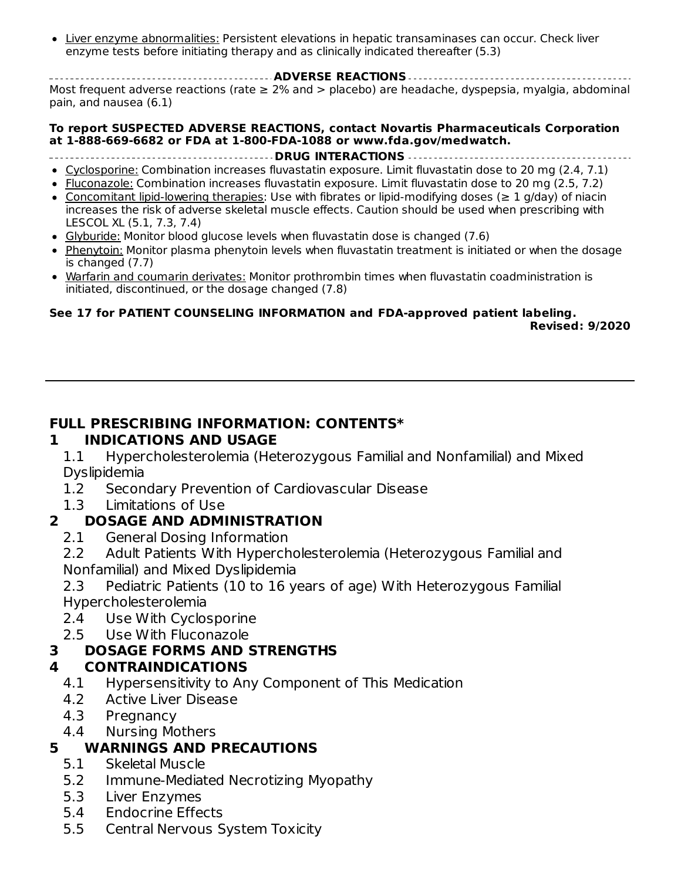- Liver enzyme abnormalities: Persistent elevations in hepatic transaminases can occur. Check liver enzyme tests before initiating therapy and as clinically indicated thereafter (5.3)

## ADVERSE REACTIONS

Most frequent adverse reactions (rate ≥ 2% and > placebo) are headache, dyspepsia, myalgia, abdominal pain, and nausea (6.1)

**To report SUSPECTED ADVERSE REACTIONS, contact Novartis Pharmaceuticals Corporation at 1-888-669-6682 or FDA at 1-800-FDA-1088 or www.fda.gov/medwatch.**

## DRUG INTERACTIONS

- Cyclosporine: Combination increases fluvastatin exposure. Limit fluvastatin dose to 20 mg (2.4, 7.1)
- Fluconazole: Combination increases fluvastatin exposure. Limit fluvastatin dose to 20 mg (2.5, 7.2)
- Concomitant lipid-lowering therapies: Use with fibrates or lipid-modifying doses (≥ 1 g/day) of niacin increases the risk of adverse skeletal muscle effects. Caution should be used when prescribing with LESCOL XL (5.1, 7.3, 7.4)
- Glyburide: Monitor blood glucose levels when fluvastatin dose is changed (7.6)
- Phenytoin: Monitor plasma phenytoin levels when fluvastatin treatment is initiated or when the dosage is changed (7.7)
- Warfarin and coumarin derivates: Monitor prothrombin times when fluvastatin coadministration is initiated, discontinued, or the dosage changed (7.8)

**See 17 for PATIENT COUNSELING INFORMATION and FDA-approved patient labeling.**

**Revised: 9/2020**

---

## FULL PRESCRIBING INFORMATION: CONTENTS*

**1 INDICATIONS AND USAGE**
- 1.1 Hypercholesterolemia (Heterozygous Familial and Nonfamilial) and Mixed Dyslipidemia
- 1.2 Secondary Prevention of Cardiovascular Disease
- 1.3 Limitations of Use

**2 DOSAGE AND ADMINISTRATION**
- 2.1 General Dosing Information
- 2.2 Adult Patients With Hypercholesterolemia (Heterozygous Familial and Nonfamilial) and Mixed Dyslipidemia
- 2.3 Pediatric Patients (10 to 16 years of age) With Heterozygous Familial Hypercholesterolemia
- 2.4 Use With Cyclosporine
- 2.5 Use With Fluconazole

**3 DOSAGE FORMS AND STRENGTHS**

**4 CONTRAINDICATIONS**
- 4.1 Hypersensitivity to Any Component of This Medication
- 4.2 Active Liver Disease
- 4.3 Pregnancy
- 4.4 Nursing Mothers

**5 WARNINGS AND PRECAUTIONS**
- 5.1 Skeletal Muscle
- 5.2 Immune-Mediated Necrotizing Myopathy
- 5.3 Liver Enzymes
- 5.4 Endocrine Effects
- 5.5 Central Nervous System Toxicity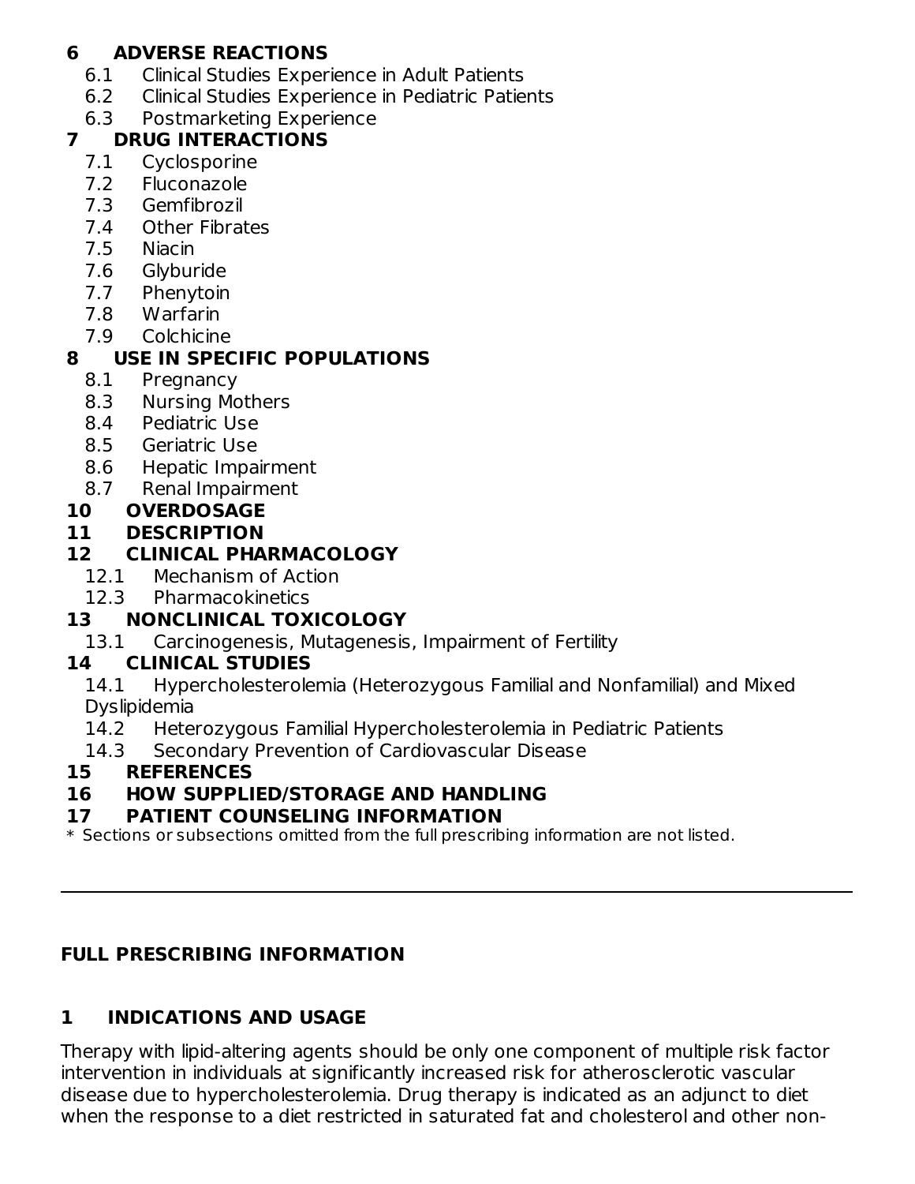**6 ADVERSE REACTIONS**
- 6.1 Clinical Studies Experience in Adult Patients
- 6.2 Clinical Studies Experience in Pediatric Patients
- 6.3 Postmarketing Experience

**7 DRUG INTERACTIONS**
- 7.1 Cyclosporine
- 7.2 Fluconazole
- 7.3 Gemfibrozil
- 7.4 Other Fibrates
- 7.5 Niacin
- 7.6 Glyburide
- 7.7 Phenytoin
- 7.8 Warfarin
- 7.9 Colchicine

**8 USE IN SPECIFIC POPULATIONS**
- 8.1 Pregnancy
- 8.3 Nursing Mothers
- 8.4 Pediatric Use
- 8.5 Geriatric Use
- 8.6 Hepatic Impairment
- 8.7 Renal Impairment

**10 OVERDOSAGE**

**11 DESCRIPTION**

**12 CLINICAL PHARMACOLOGY**
- 12.1 Mechanism of Action
- 12.3 Pharmacokinetics

**13 NONCLINICAL TOXICOLOGY**
- 13.1 Carcinogenesis, Mutagenesis, Impairment of Fertility

**14 CLINICAL STUDIES**
- 14.1 Hypercholesterolemia (Heterozygous Familial and Nonfamilial) and Mixed Dyslipidemia
- 14.2 Heterozygous Familial Hypercholesterolemia in Pediatric Patients
- 14.3 Secondary Prevention of Cardiovascular Disease

**15 REFERENCES**

**16 HOW SUPPLIED/STORAGE AND HANDLING**

**17 PATIENT COUNSELING INFORMATION**

\* Sections or subsections omitted from the full prescribing information are not listed.

---

## FULL PRESCRIBING INFORMATION

## 1 INDICATIONS AND USAGE

Therapy with lipid-altering agents should be only one component of multiple risk factor intervention in individuals at significantly increased risk for atherosclerotic vascular disease due to hypercholesterolemia. Drug therapy is indicated as an adjunct to diet when the response to a diet restricted in saturated fat and cholesterol and other non-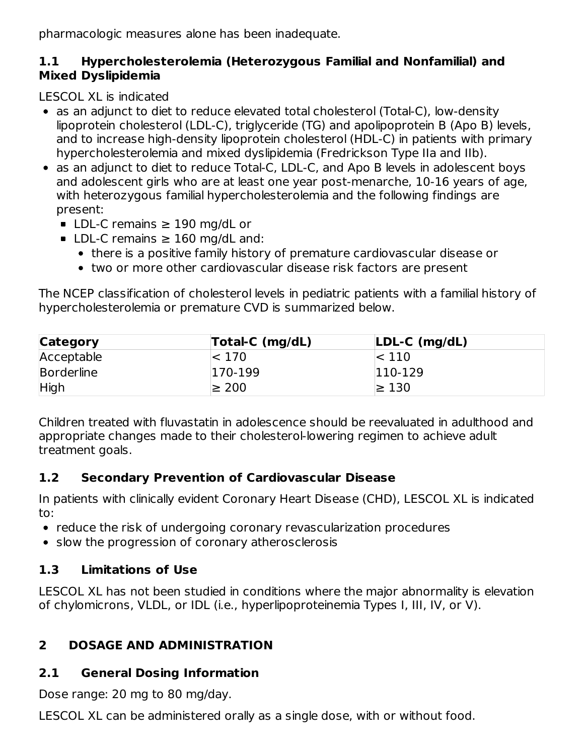pharmacologic measures alone has been inadequate.

### 1.1 Hypercholesterolemia (Heterozygous Familial and Nonfamilial) and Mixed Dyslipidemia

LESCOL XL is indicated

- as an adjunct to diet to reduce elevated total cholesterol (Total-C), low-density lipoprotein cholesterol (LDL-C), triglyceride (TG) and apolipoprotein B (Apo B) levels, and to increase high-density lipoprotein cholesterol (HDL-C) in patients with primary hypercholesterolemia and mixed dyslipidemia (Fredrickson Type IIa and IIb).
- as an adjunct to diet to reduce Total-C, LDL-C, and Apo B levels in adolescent boys and adolescent girls who are at least one year post-menarche, 10-16 years of age, with heterozygous familial hypercholesterolemia and the following findings are present:
  - LDL-C remains ≥ 190 mg/dL or
  - LDL-C remains ≥ 160 mg/dL and:
    - there is a positive family history of premature cardiovascular disease or
    - two or more other cardiovascular disease risk factors are present

The NCEP classification of cholesterol levels in pediatric patients with a familial history of hypercholesterolemia or premature CVD is summarized below.

| Category | Total-C (mg/dL) | LDL-C (mg/dL) |
|---|---|---|
| Acceptable | < 170 | < 110 |
| Borderline | 170-199 | 110-129 |
| High | ≥ 200 | ≥ 130 |

Children treated with fluvastatin in adolescence should be reevaluated in adulthood and appropriate changes made to their cholesterol-lowering regimen to achieve adult treatment goals.

### 1.2 Secondary Prevention of Cardiovascular Disease

In patients with clinically evident Coronary Heart Disease (CHD), LESCOL XL is indicated to:

- reduce the risk of undergoing coronary revascularization procedures
- slow the progression of coronary atherosclerosis

### 1.3 Limitations of Use

LESCOL XL has not been studied in conditions where the major abnormality is elevation of chylomicrons, VLDL, or IDL (i.e., hyperlipoproteinemia Types I, III, IV, or V).

## 2 DOSAGE AND ADMINISTRATION

### 2.1 General Dosing Information

Dose range: 20 mg to 80 mg/day.

LESCOL XL can be administered orally as a single dose, with or without food.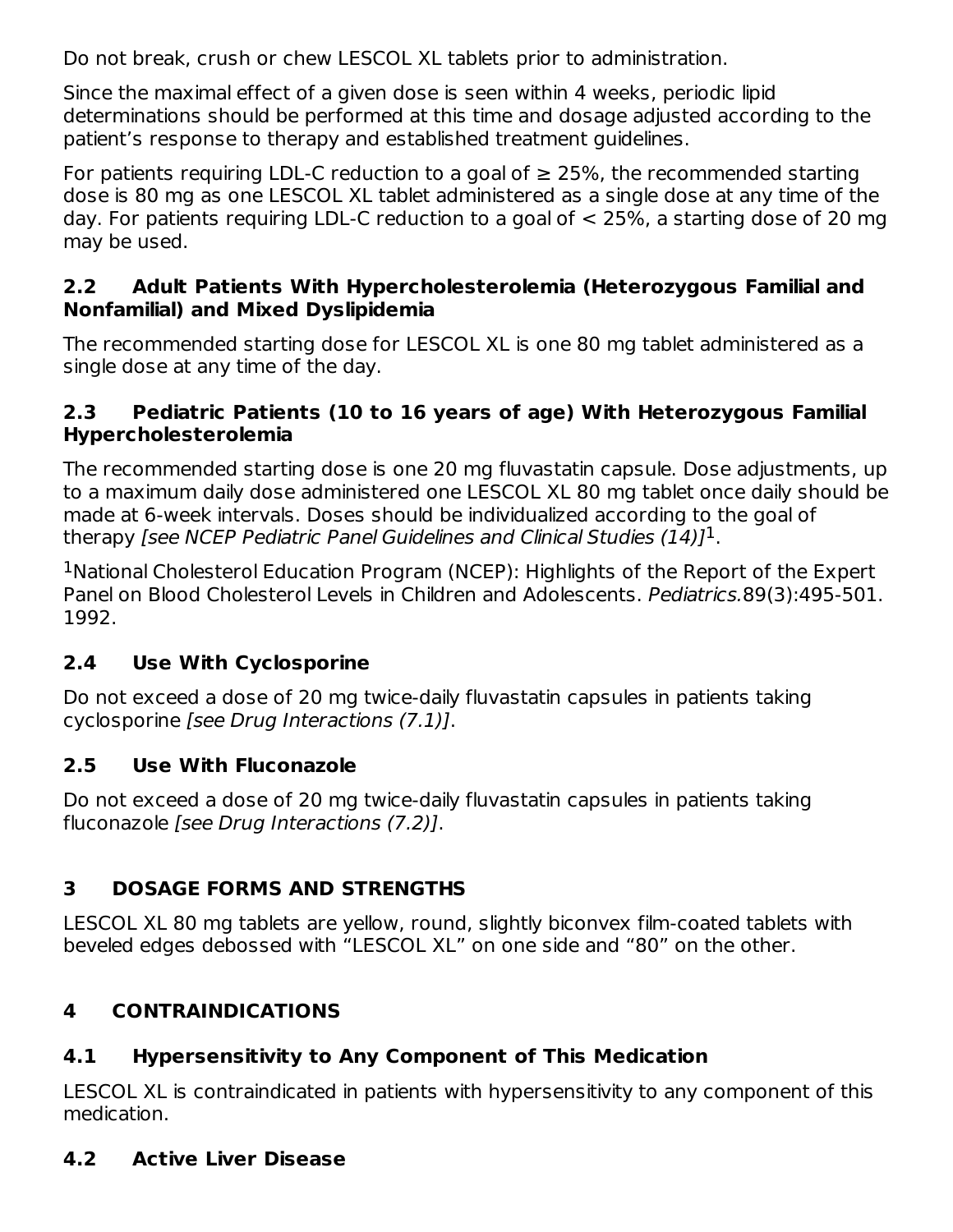Do not break, crush or chew LESCOL XL tablets prior to administration.

Since the maximal effect of a given dose is seen within 4 weeks, periodic lipid determinations should be performed at this time and dosage adjusted according to the patient's response to therapy and established treatment guidelines.

For patients requiring LDL-C reduction to a goal of ≥ 25%, the recommended starting dose is 80 mg as one LESCOL XL tablet administered as a single dose at any time of the day. For patients requiring LDL-C reduction to a goal of < 25%, a starting dose of 20 mg may be used.

### 2.2 Adult Patients With Hypercholesterolemia (Heterozygous Familial and Nonfamilial) and Mixed Dyslipidemia

The recommended starting dose for LESCOL XL is one 80 mg tablet administered as a single dose at any time of the day.

### 2.3 Pediatric Patients (10 to 16 years of age) With Heterozygous Familial Hypercholesterolemia

The recommended starting dose is one 20 mg fluvastatin capsule. Dose adjustments, up to a maximum daily dose administered one LESCOL XL 80 mg tablet once daily should be made at 6-week intervals. Doses should be individualized according to the goal of therapy *[see NCEP Pediatric Panel Guidelines and Clinical Studies (14)]*[1].

[1]National Cholesterol Education Program (NCEP): Highlights of the Report of the Expert Panel on Blood Cholesterol Levels in Children and Adolescents. *Pediatrics.*89(3):495-501. 1992.

### 2.4 Use With Cyclosporine

Do not exceed a dose of 20 mg twice-daily fluvastatin capsules in patients taking cyclosporine *[see Drug Interactions (7.1)]*.

### 2.5 Use With Fluconazole

Do not exceed a dose of 20 mg twice-daily fluvastatin capsules in patients taking fluconazole *[see Drug Interactions (7.2)]*.

## 3 DOSAGE FORMS AND STRENGTHS

LESCOL XL 80 mg tablets are yellow, round, slightly biconvex film-coated tablets with beveled edges debossed with "LESCOL XL" on one side and "80" on the other.

## 4 CONTRAINDICATIONS

### 4.1 Hypersensitivity to Any Component of This Medication

LESCOL XL is contraindicated in patients with hypersensitivity to any component of this medication.

### 4.2 Active Liver Disease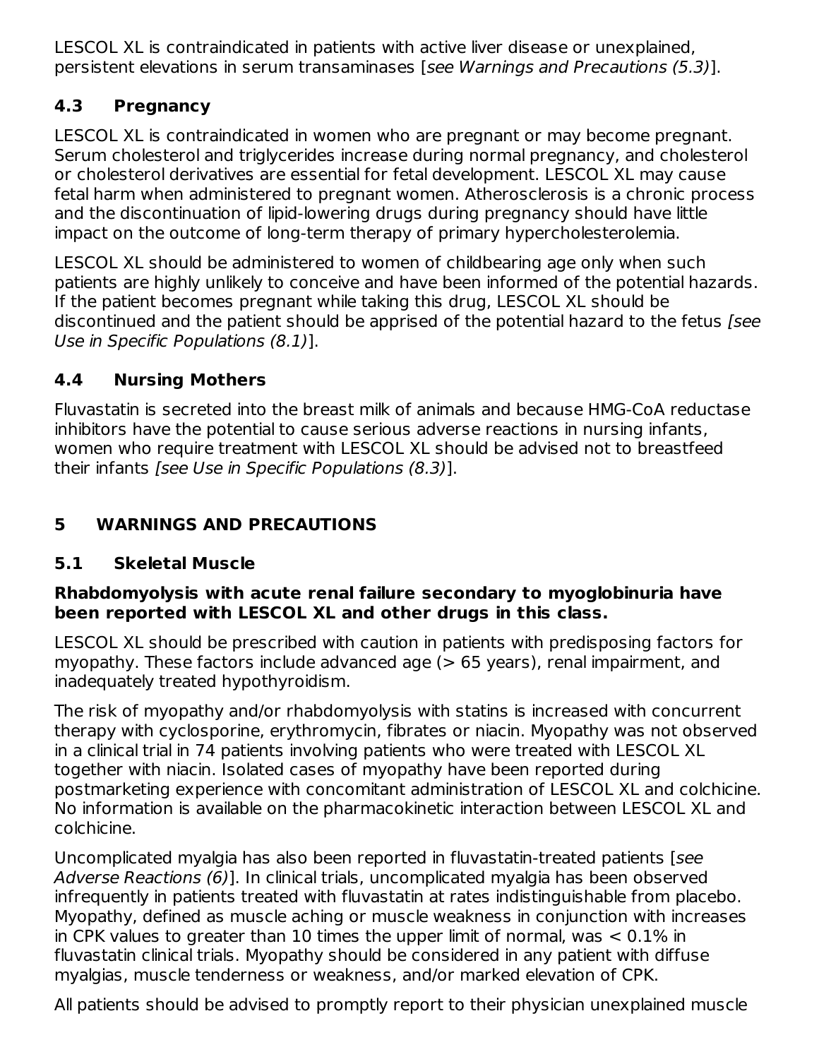LESCOL XL is contraindicated in patients with active liver disease or unexplained, persistent elevations in serum transaminases [*see Warnings and Precautions (5.3)*].

### 4.3 Pregnancy

LESCOL XL is contraindicated in women who are pregnant or may become pregnant. Serum cholesterol and triglycerides increase during normal pregnancy, and cholesterol or cholesterol derivatives are essential for fetal development. LESCOL XL may cause fetal harm when administered to pregnant women. Atherosclerosis is a chronic process and the discontinuation of lipid-lowering drugs during pregnancy should have little impact on the outcome of long-term therapy of primary hypercholesterolemia.

LESCOL XL should be administered to women of childbearing age only when such patients are highly unlikely to conceive and have been informed of the potential hazards. If the patient becomes pregnant while taking this drug, LESCOL XL should be discontinued and the patient should be apprised of the potential hazard to the fetus *[see Use in Specific Populations (8.1)*].

### 4.4 Nursing Mothers

Fluvastatin is secreted into the breast milk of animals and because HMG-CoA reductase inhibitors have the potential to cause serious adverse reactions in nursing infants, women who require treatment with LESCOL XL should be advised not to breastfeed their infants *[see Use in Specific Populations (8.3)*].

## 5 WARNINGS AND PRECAUTIONS

### 5.1 Skeletal Muscle

**Rhabdomyolysis with acute renal failure secondary to myoglobinuria have been reported with LESCOL XL and other drugs in this class.**

LESCOL XL should be prescribed with caution in patients with predisposing factors for myopathy. These factors include advanced age (> 65 years), renal impairment, and inadequately treated hypothyroidism.

The risk of myopathy and/or rhabdomyolysis with statins is increased with concurrent therapy with cyclosporine, erythromycin, fibrates or niacin. Myopathy was not observed in a clinical trial in 74 patients involving patients who were treated with LESCOL XL together with niacin. Isolated cases of myopathy have been reported during postmarketing experience with concomitant administration of LESCOL XL and colchicine. No information is available on the pharmacokinetic interaction between LESCOL XL and colchicine.

Uncomplicated myalgia has also been reported in fluvastatin-treated patients [*see Adverse Reactions (6)*]. In clinical trials, uncomplicated myalgia has been observed infrequently in patients treated with fluvastatin at rates indistinguishable from placebo. Myopathy, defined as muscle aching or muscle weakness in conjunction with increases in CPK values to greater than 10 times the upper limit of normal, was < 0.1% in fluvastatin clinical trials. Myopathy should be considered in any patient with diffuse myalgias, muscle tenderness or weakness, and/or marked elevation of CPK.

All patients should be advised to promptly report to their physician unexplained muscle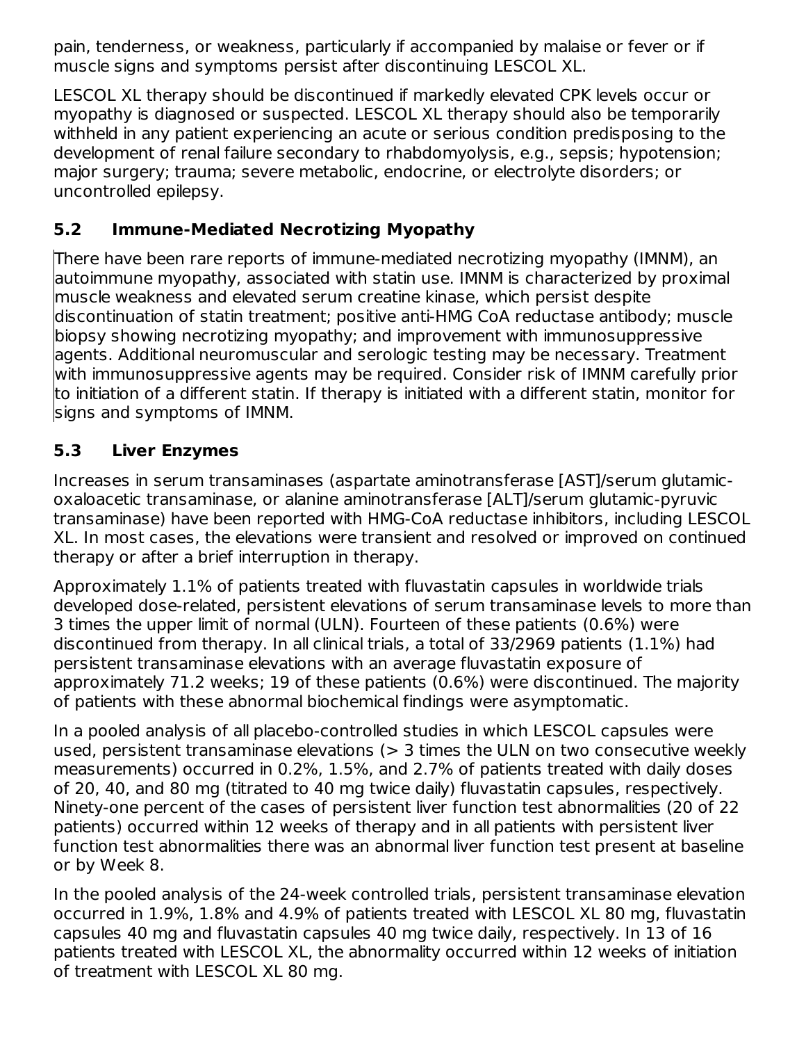pain, tenderness, or weakness, particularly if accompanied by malaise or fever or if muscle signs and symptoms persist after discontinuing LESCOL XL.

LESCOL XL therapy should be discontinued if markedly elevated CPK levels occur or myopathy is diagnosed or suspected. LESCOL XL therapy should also be temporarily withheld in any patient experiencing an acute or serious condition predisposing to the development of renal failure secondary to rhabdomyolysis, e.g., sepsis; hypotension; major surgery; trauma; severe metabolic, endocrine, or electrolyte disorders; or uncontrolled epilepsy.

### 5.2 Immune-Mediated Necrotizing Myopathy

There have been rare reports of immune-mediated necrotizing myopathy (IMNM), an autoimmune myopathy, associated with statin use. IMNM is characterized by proximal muscle weakness and elevated serum creatine kinase, which persist despite discontinuation of statin treatment; positive anti-HMG CoA reductase antibody; muscle biopsy showing necrotizing myopathy; and improvement with immunosuppressive agents. Additional neuromuscular and serologic testing may be necessary. Treatment with immunosuppressive agents may be required. Consider risk of IMNM carefully prior to initiation of a different statin. If therapy is initiated with a different statin, monitor for signs and symptoms of IMNM.

### 5.3 Liver Enzymes

Increases in serum transaminases (aspartate aminotransferase [AST]/serum glutamic-oxaloacetic transaminase, or alanine aminotransferase [ALT]/serum glutamic-pyruvic transaminase) have been reported with HMG-CoA reductase inhibitors, including LESCOL XL. In most cases, the elevations were transient and resolved or improved on continued therapy or after a brief interruption in therapy.

Approximately 1.1% of patients treated with fluvastatin capsules in worldwide trials developed dose-related, persistent elevations of serum transaminase levels to more than 3 times the upper limit of normal (ULN). Fourteen of these patients (0.6%) were discontinued from therapy. In all clinical trials, a total of 33/2969 patients (1.1%) had persistent transaminase elevations with an average fluvastatin exposure of approximately 71.2 weeks; 19 of these patients (0.6%) were discontinued. The majority of patients with these abnormal biochemical findings were asymptomatic.

In a pooled analysis of all placebo-controlled studies in which LESCOL capsules were used, persistent transaminase elevations (> 3 times the ULN on two consecutive weekly measurements) occurred in 0.2%, 1.5%, and 2.7% of patients treated with daily doses of 20, 40, and 80 mg (titrated to 40 mg twice daily) fluvastatin capsules, respectively. Ninety-one percent of the cases of persistent liver function test abnormalities (20 of 22 patients) occurred within 12 weeks of therapy and in all patients with persistent liver function test abnormalities there was an abnormal liver function test present at baseline or by Week 8.

In the pooled analysis of the 24-week controlled trials, persistent transaminase elevation occurred in 1.9%, 1.8% and 4.9% of patients treated with LESCOL XL 80 mg, fluvastatin capsules 40 mg and fluvastatin capsules 40 mg twice daily, respectively. In 13 of 16 patients treated with LESCOL XL, the abnormality occurred within 12 weeks of initiation of treatment with LESCOL XL 80 mg.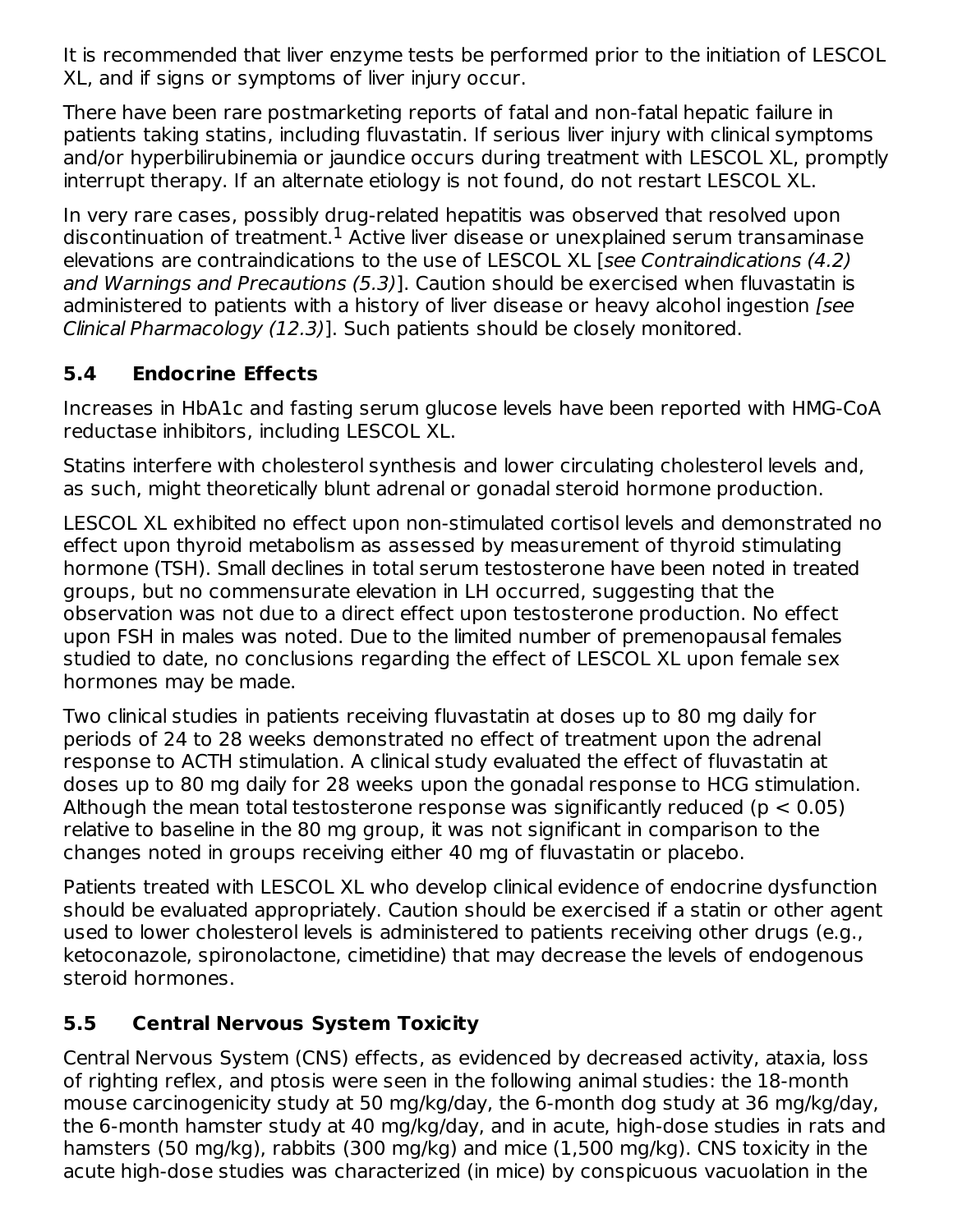It is recommended that liver enzyme tests be performed prior to the initiation of LESCOL XL, and if signs or symptoms of liver injury occur.

There have been rare postmarketing reports of fatal and non-fatal hepatic failure in patients taking statins, including fluvastatin. If serious liver injury with clinical symptoms and/or hyperbilirubinemia or jaundice occurs during treatment with LESCOL XL, promptly interrupt therapy. If an alternate etiology is not found, do not restart LESCOL XL.

In very rare cases, possibly drug-related hepatitis was observed that resolved upon discontinuation of treatment.[1] Active liver disease or unexplained serum transaminase elevations are contraindications to the use of LESCOL XL [*see Contraindications (4.2) and Warnings and Precautions (5.3)*]. Caution should be exercised when fluvastatin is administered to patients with a history of liver disease or heavy alcohol ingestion [*see Clinical Pharmacology (12.3)*]. Such patients should be closely monitored.

## 5.4 Endocrine Effects

Increases in HbA1c and fasting serum glucose levels have been reported with HMG-CoA reductase inhibitors, including LESCOL XL.

Statins interfere with cholesterol synthesis and lower circulating cholesterol levels and, as such, might theoretically blunt adrenal or gonadal steroid hormone production.

LESCOL XL exhibited no effect upon non-stimulated cortisol levels and demonstrated no effect upon thyroid metabolism as assessed by measurement of thyroid stimulating hormone (TSH). Small declines in total serum testosterone have been noted in treated groups, but no commensurate elevation in LH occurred, suggesting that the observation was not due to a direct effect upon testosterone production. No effect upon FSH in males was noted. Due to the limited number of premenopausal females studied to date, no conclusions regarding the effect of LESCOL XL upon female sex hormones may be made.

Two clinical studies in patients receiving fluvastatin at doses up to 80 mg daily for periods of 24 to 28 weeks demonstrated no effect of treatment upon the adrenal response to ACTH stimulation. A clinical study evaluated the effect of fluvastatin at doses up to 80 mg daily for 28 weeks upon the gonadal response to HCG stimulation. Although the mean total testosterone response was significantly reduced ($p < 0.05$) relative to baseline in the 80 mg group, it was not significant in comparison to the changes noted in groups receiving either 40 mg of fluvastatin or placebo.

Patients treated with LESCOL XL who develop clinical evidence of endocrine dysfunction should be evaluated appropriately. Caution should be exercised if a statin or other agent used to lower cholesterol levels is administered to patients receiving other drugs (e.g., ketoconazole, spironolactone, cimetidine) that may decrease the levels of endogenous steroid hormones.

## 5.5 Central Nervous System Toxicity

Central Nervous System (CNS) effects, as evidenced by decreased activity, ataxia, loss of righting reflex, and ptosis were seen in the following animal studies: the 18-month mouse carcinogenicity study at 50 mg/kg/day, the 6-month dog study at 36 mg/kg/day, the 6-month hamster study at 40 mg/kg/day, and in acute, high-dose studies in rats and hamsters (50 mg/kg), rabbits (300 mg/kg) and mice (1,500 mg/kg). CNS toxicity in the acute high-dose studies was characterized (in mice) by conspicuous vacuolation in the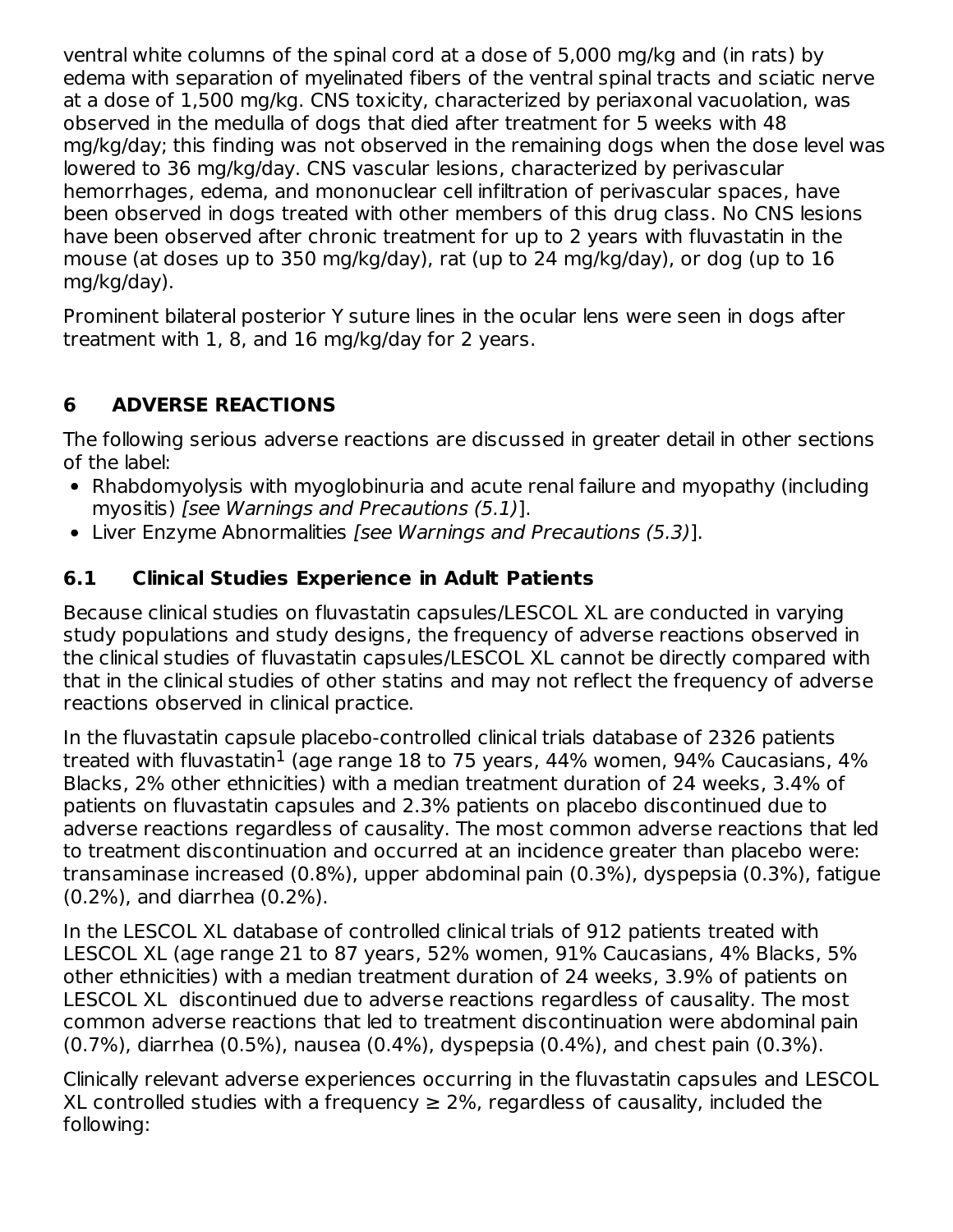ventral white columns of the spinal cord at a dose of 5,000 mg/kg and (in rats) by edema with separation of myelinated fibers of the ventral spinal tracts and sciatic nerve at a dose of 1,500 mg/kg. CNS toxicity, characterized by periaxonal vacuolation, was observed in the medulla of dogs that died after treatment for 5 weeks with 48 mg/kg/day; this finding was not observed in the remaining dogs when the dose level was lowered to 36 mg/kg/day. CNS vascular lesions, characterized by perivascular hemorrhages, edema, and mononuclear cell infiltration of perivascular spaces, have been observed in dogs treated with other members of this drug class. No CNS lesions have been observed after chronic treatment for up to 2 years with fluvastatin in the mouse (at doses up to 350 mg/kg/day), rat (up to 24 mg/kg/day), or dog (up to 16 mg/kg/day).

Prominent bilateral posterior Y suture lines in the ocular lens were seen in dogs after treatment with 1, 8, and 16 mg/kg/day for 2 years.

## 6 ADVERSE REACTIONS

The following serious adverse reactions are discussed in greater detail in other sections of the label:

- Rhabdomyolysis with myoglobinuria and acute renal failure and myopathy (including myositis) *[see Warnings and Precautions (5.1)]*.
- Liver Enzyme Abnormalities *[see Warnings and Precautions (5.3)]*.

### 6.1 Clinical Studies Experience in Adult Patients

Because clinical studies on fluvastatin capsules/LESCOL XL are conducted in varying study populations and study designs, the frequency of adverse reactions observed in the clinical studies of fluvastatin capsules/LESCOL XL cannot be directly compared with that in the clinical studies of other statins and may not reflect the frequency of adverse reactions observed in clinical practice.

In the fluvastatin capsule placebo-controlled clinical trials database of 2326 patients treated with fluvastatin[1] (age range 18 to 75 years, 44% women, 94% Caucasians, 4% Blacks, 2% other ethnicities) with a median treatment duration of 24 weeks, 3.4% of patients on fluvastatin capsules and 2.3% patients on placebo discontinued due to adverse reactions regardless of causality. The most common adverse reactions that led to treatment discontinuation and occurred at an incidence greater than placebo were: transaminase increased (0.8%), upper abdominal pain (0.3%), dyspepsia (0.3%), fatigue (0.2%), and diarrhea (0.2%).

In the LESCOL XL database of controlled clinical trials of 912 patients treated with LESCOL XL (age range 21 to 87 years, 52% women, 91% Caucasians, 4% Blacks, 5% other ethnicities) with a median treatment duration of 24 weeks, 3.9% of patients on LESCOL XL discontinued due to adverse reactions regardless of causality. The most common adverse reactions that led to treatment discontinuation were abdominal pain (0.7%), diarrhea (0.5%), nausea (0.4%), dyspepsia (0.4%), and chest pain (0.3%).

Clinically relevant adverse experiences occurring in the fluvastatin capsules and LESCOL XL controlled studies with a frequency ≥ 2%, regardless of causality, included the following: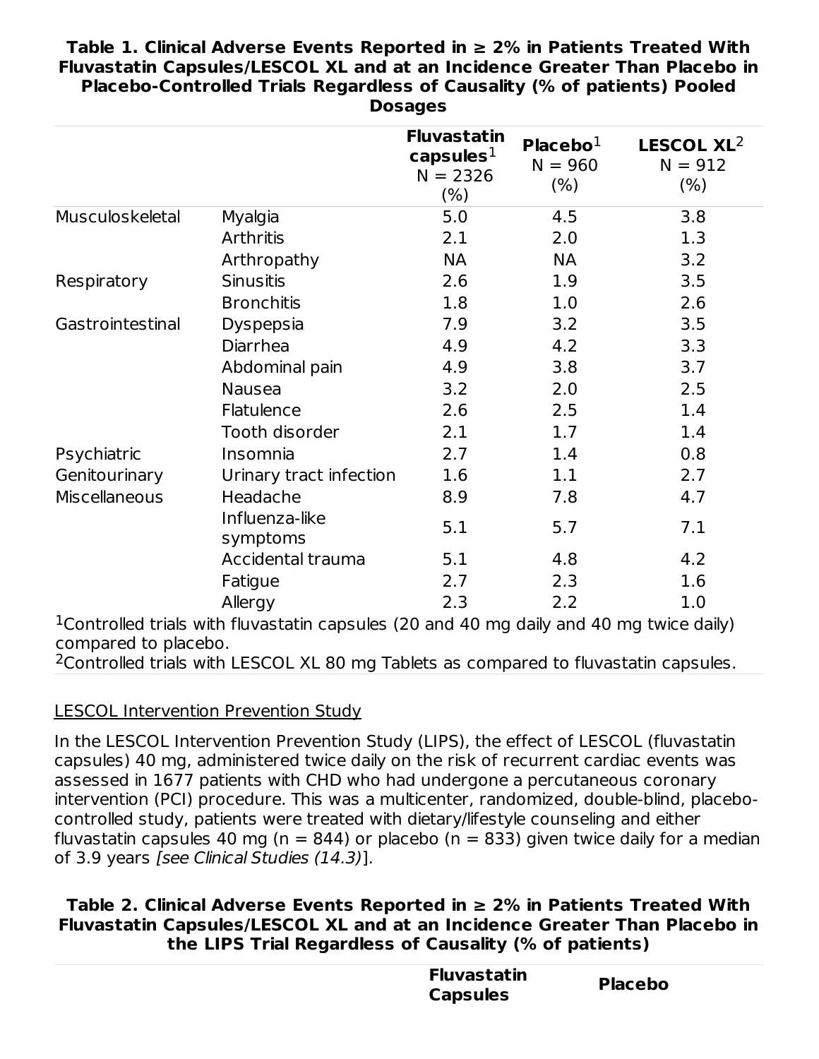**Table 1. Clinical Adverse Events Reported in ≥ 2% in Patients Treated With Fluvastatin Capsules/LESCOL XL and at an Incidence Greater Than Placebo in Placebo-Controlled Trials Regardless of Causality (% of patients) Pooled Dosages**

| | | Fluvastatin capsules[1] N = 2326 (%) | Placebo[1] N = 960 (%) | LESCOL XL[2] N = 912 (%) |
|---|---|---|---|---|
| Musculoskeletal | Myalgia | 5.0 | 4.5 | 3.8 |
| | Arthritis | 2.1 | 2.0 | 1.3 |
| | Arthropathy | NA | NA | 3.2 |
| Respiratory | Sinusitis | 2.6 | 1.9 | 3.5 |
| | Bronchitis | 1.8 | 1.0 | 2.6 |
| Gastrointestinal | Dyspepsia | 7.9 | 3.2 | 3.5 |
| | Diarrhea | 4.9 | 4.2 | 3.3 |
| | Abdominal pain | 4.9 | 3.8 | 3.7 |
| | Nausea | 3.2 | 2.0 | 2.5 |
| | Flatulence | 2.6 | 2.5 | 1.4 |
| | Tooth disorder | 2.1 | 1.7 | 1.4 |
| Psychiatric | Insomnia | 2.7 | 1.4 | 0.8 |
| Genitourinary | Urinary tract infection | 1.6 | 1.1 | 2.7 |
| Miscellaneous | Headache | 8.9 | 7.8 | 4.7 |
| | Influenza-like symptoms | 5.1 | 5.7 | 7.1 |
| | Accidental trauma | 5.1 | 4.8 | 4.2 |
| | Fatigue | 2.7 | 2.3 | 1.6 |
| | Allergy | 2.3 | 2.2 | 1.0 |

[1]Controlled trials with fluvastatin capsules (20 and 40 mg daily and 40 mg twice daily) compared to placebo.
[2]Controlled trials with LESCOL XL 80 mg Tablets as compared to fluvastatin capsules.

LESCOL Intervention Prevention Study

In the LESCOL Intervention Prevention Study (LIPS), the effect of LESCOL (fluvastatin capsules) 40 mg, administered twice daily on the risk of recurrent cardiac events was assessed in 1677 patients with CHD who had undergone a percutaneous coronary intervention (PCI) procedure. This was a multicenter, randomized, double-blind, placebo-controlled study, patients were treated with dietary/lifestyle counseling and either fluvastatin capsules 40 mg (n = 844) or placebo (n = 833) given twice daily for a median of 3.9 years *[see Clinical Studies (14.3)]*.

**Table 2. Clinical Adverse Events Reported in ≥ 2% in Patients Treated With Fluvastatin Capsules/LESCOL XL and at an Incidence Greater Than Placebo in the LIPS Trial Regardless of Causality (% of patients)**

| | | Fluvastatin Capsules | Placebo |
|---|---|---|---|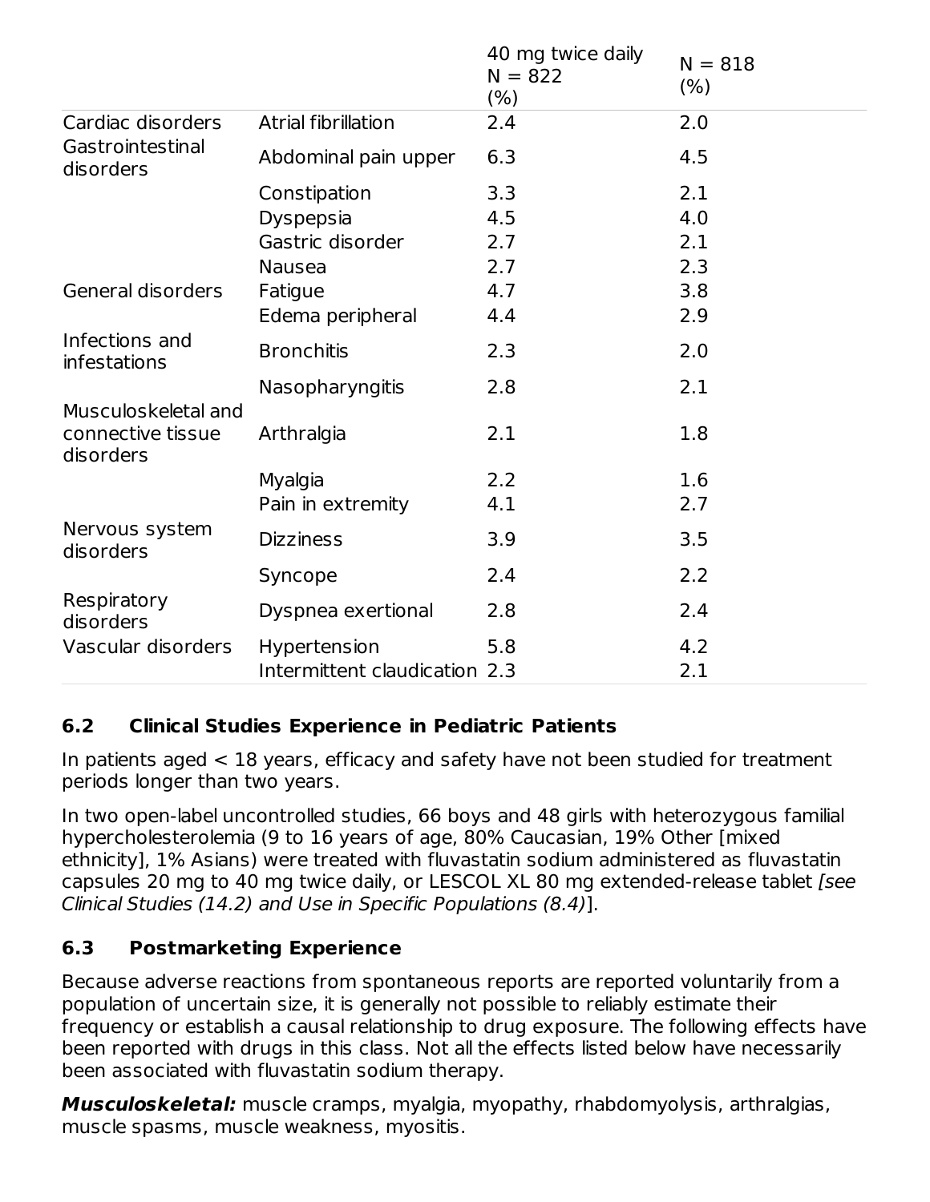| | | 40 mg twice daily N = 822 (%) | N = 818 (%) |
|---|---|---|---|
| Cardiac disorders | Atrial fibrillation | 2.4 | 2.0 |
| Gastrointestinal disorders | Abdominal pain upper | 6.3 | 4.5 |
| | Constipation | 3.3 | 2.1 |
| | Dyspepsia | 4.5 | 4.0 |
| | Gastric disorder | 2.7 | 2.1 |
| | Nausea | 2.7 | 2.3 |
| General disorders | Fatigue | 4.7 | 3.8 |
| | Edema peripheral | 4.4 | 2.9 |
| Infections and infestations | Bronchitis | 2.3 | 2.0 |
| | Nasopharyngitis | 2.8 | 2.1 |
| Musculoskeletal and connective tissue disorders | Arthralgia | 2.1 | 1.8 |
| | Myalgia | 2.2 | 1.6 |
| | Pain in extremity | 4.1 | 2.7 |
| Nervous system disorders | Dizziness | 3.9 | 3.5 |
| | Syncope | 2.4 | 2.2 |
| Respiratory disorders | Dyspnea exertional | 2.8 | 2.4 |
| Vascular disorders | Hypertension | 5.8 | 4.2 |
| | Intermittent claudication | 2.3 | 2.1 |

## 6.2 Clinical Studies Experience in Pediatric Patients

In patients aged < 18 years, efficacy and safety have not been studied for treatment periods longer than two years.

In two open-label uncontrolled studies, 66 boys and 48 girls with heterozygous familial hypercholesterolemia (9 to 16 years of age, 80% Caucasian, 19% Other [mixed ethnicity], 1% Asians) were treated with fluvastatin sodium administered as fluvastatin capsules 20 mg to 40 mg twice daily, or LESCOL XL 80 mg extended-release tablet *[see Clinical Studies (14.2) and Use in Specific Populations (8.4)]*.

## 6.3 Postmarketing Experience

Because adverse reactions from spontaneous reports are reported voluntarily from a population of uncertain size, it is generally not possible to reliably estimate their frequency or establish a causal relationship to drug exposure. The following effects have been reported with drugs in this class. Not all the effects listed below have necessarily been associated with fluvastatin sodium therapy.

***Musculoskeletal:*** muscle cramps, myalgia, myopathy, rhabdomyolysis, arthralgias, muscle spasms, muscle weakness, myositis.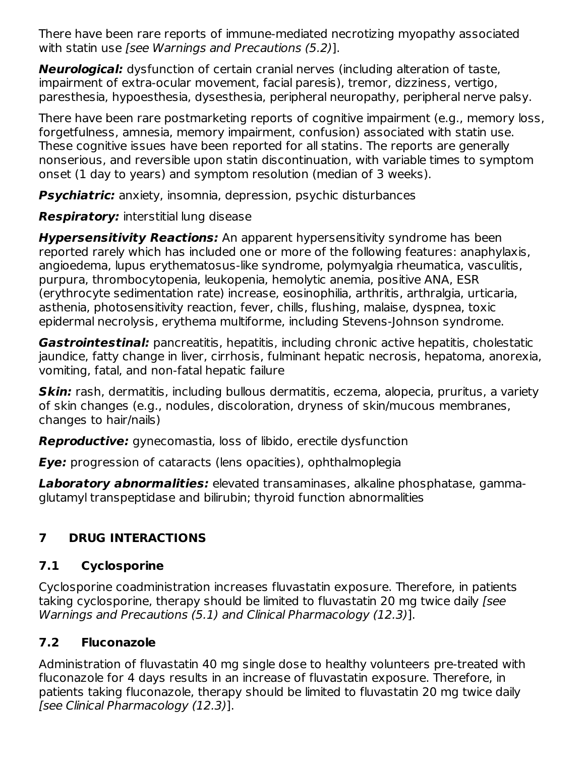There have been rare reports of immune-mediated necrotizing myopathy associated with statin use *[see Warnings and Precautions (5.2)]*.

***Neurological:*** dysfunction of certain cranial nerves (including alteration of taste, impairment of extra-ocular movement, facial paresis), tremor, dizziness, vertigo, paresthesia, hypoesthesia, dysesthesia, peripheral neuropathy, peripheral nerve palsy.

There have been rare postmarketing reports of cognitive impairment (e.g., memory loss, forgetfulness, amnesia, memory impairment, confusion) associated with statin use. These cognitive issues have been reported for all statins. The reports are generally nonserious, and reversible upon statin discontinuation, with variable times to symptom onset (1 day to years) and symptom resolution (median of 3 weeks).

***Psychiatric:*** anxiety, insomnia, depression, psychic disturbances

***Respiratory:*** interstitial lung disease

***Hypersensitivity Reactions:*** An apparent hypersensitivity syndrome has been reported rarely which has included one or more of the following features: anaphylaxis, angioedema, lupus erythematosus-like syndrome, polymyalgia rheumatica, vasculitis, purpura, thrombocytopenia, leukopenia, hemolytic anemia, positive ANA, ESR (erythrocyte sedimentation rate) increase, eosinophilia, arthritis, arthralgia, urticaria, asthenia, photosensitivity reaction, fever, chills, flushing, malaise, dyspnea, toxic epidermal necrolysis, erythema multiforme, including Stevens-Johnson syndrome.

***Gastrointestinal:*** pancreatitis, hepatitis, including chronic active hepatitis, cholestatic jaundice, fatty change in liver, cirrhosis, fulminant hepatic necrosis, hepatoma, anorexia, vomiting, fatal, and non-fatal hepatic failure

***Skin:*** rash, dermatitis, including bullous dermatitis, eczema, alopecia, pruritus, a variety of skin changes (e.g., nodules, discoloration, dryness of skin/mucous membranes, changes to hair/nails)

***Reproductive:*** gynecomastia, loss of libido, erectile dysfunction

***Eye:*** progression of cataracts (lens opacities), ophthalmoplegia

***Laboratory abnormalities:*** elevated transaminases, alkaline phosphatase, gamma-glutamyl transpeptidase and bilirubin; thyroid function abnormalities

## 7 DRUG INTERACTIONS

### 7.1 Cyclosporine

Cyclosporine coadministration increases fluvastatin exposure. Therefore, in patients taking cyclosporine, therapy should be limited to fluvastatin 20 mg twice daily *[see Warnings and Precautions (5.1) and Clinical Pharmacology (12.3)]*.

### 7.2 Fluconazole

Administration of fluvastatin 40 mg single dose to healthy volunteers pre-treated with fluconazole for 4 days results in an increase of fluvastatin exposure. Therefore, in patients taking fluconazole, therapy should be limited to fluvastatin 20 mg twice daily *[see Clinical Pharmacology (12.3)]*.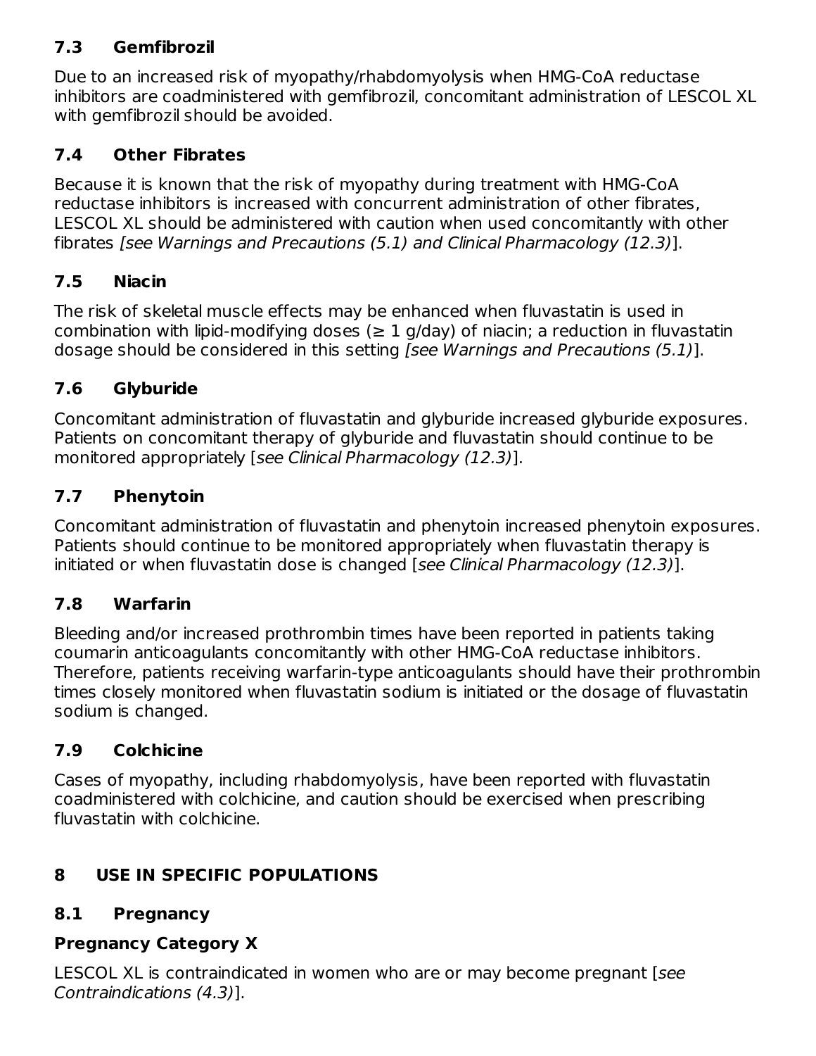### 7.3 Gemfibrozil

Due to an increased risk of myopathy/rhabdomyolysis when HMG-CoA reductase inhibitors are coadministered with gemfibrozil, concomitant administration of LESCOL XL with gemfibrozil should be avoided.

### 7.4 Other Fibrates

Because it is known that the risk of myopathy during treatment with HMG-CoA reductase inhibitors is increased with concurrent administration of other fibrates, LESCOL XL should be administered with caution when used concomitantly with other fibrates *[see Warnings and Precautions (5.1) and Clinical Pharmacology (12.3)]*.

### 7.5 Niacin

The risk of skeletal muscle effects may be enhanced when fluvastatin is used in combination with lipid-modifying doses (≥ 1 g/day) of niacin; a reduction in fluvastatin dosage should be considered in this setting *[see Warnings and Precautions (5.1)]*.

### 7.6 Glyburide

Concomitant administration of fluvastatin and glyburide increased glyburide exposures. Patients on concomitant therapy of glyburide and fluvastatin should continue to be monitored appropriately [*see Clinical Pharmacology (12.3)*].

### 7.7 Phenytoin

Concomitant administration of fluvastatin and phenytoin increased phenytoin exposures. Patients should continue to be monitored appropriately when fluvastatin therapy is initiated or when fluvastatin dose is changed [*see Clinical Pharmacology (12.3)*].

### 7.8 Warfarin

Bleeding and/or increased prothrombin times have been reported in patients taking coumarin anticoagulants concomitantly with other HMG-CoA reductase inhibitors. Therefore, patients receiving warfarin-type anticoagulants should have their prothrombin times closely monitored when fluvastatin sodium is initiated or the dosage of fluvastatin sodium is changed.

### 7.9 Colchicine

Cases of myopathy, including rhabdomyolysis, have been reported with fluvastatin coadministered with colchicine, and caution should be exercised when prescribing fluvastatin with colchicine.

## 8 USE IN SPECIFIC POPULATIONS

### 8.1 Pregnancy

**Pregnancy Category X**

LESCOL XL is contraindicated in women who are or may become pregnant [*see Contraindications (4.3)*].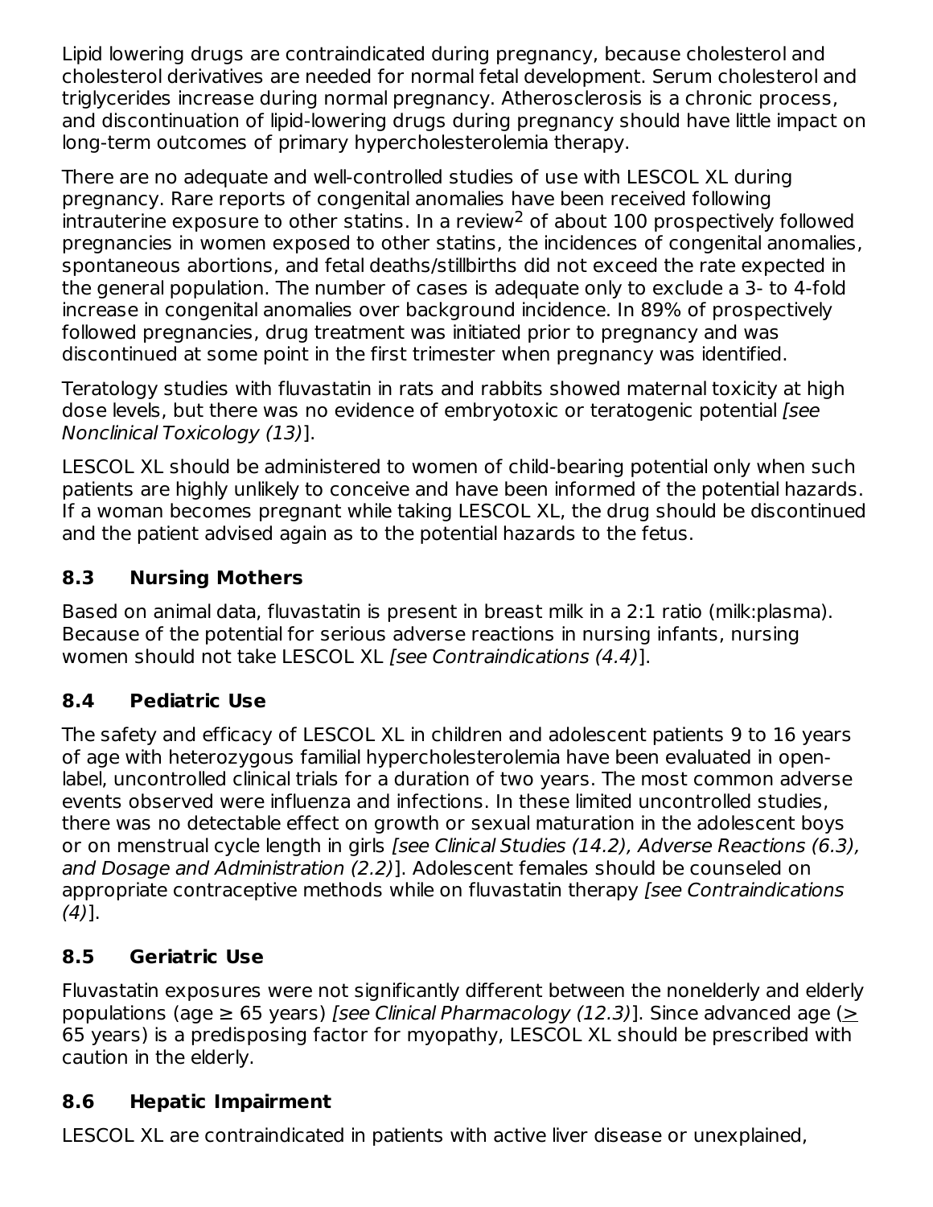Lipid lowering drugs are contraindicated during pregnancy, because cholesterol and cholesterol derivatives are needed for normal fetal development. Serum cholesterol and triglycerides increase during normal pregnancy. Atherosclerosis is a chronic process, and discontinuation of lipid-lowering drugs during pregnancy should have little impact on long-term outcomes of primary hypercholesterolemia therapy.

There are no adequate and well-controlled studies of use with LESCOL XL during pregnancy. Rare reports of congenital anomalies have been received following intrauterine exposure to other statins. In a review[2] of about 100 prospectively followed pregnancies in women exposed to other statins, the incidences of congenital anomalies, spontaneous abortions, and fetal deaths/stillbirths did not exceed the rate expected in the general population. The number of cases is adequate only to exclude a 3- to 4-fold increase in congenital anomalies over background incidence. In 89% of prospectively followed pregnancies, drug treatment was initiated prior to pregnancy and was discontinued at some point in the first trimester when pregnancy was identified.

Teratology studies with fluvastatin in rats and rabbits showed maternal toxicity at high dose levels, but there was no evidence of embryotoxic or teratogenic potential *[see Nonclinical Toxicology (13)]*.

LESCOL XL should be administered to women of child-bearing potential only when such patients are highly unlikely to conceive and have been informed of the potential hazards. If a woman becomes pregnant while taking LESCOL XL, the drug should be discontinued and the patient advised again as to the potential hazards to the fetus.

### 8.3 Nursing Mothers

Based on animal data, fluvastatin is present in breast milk in a 2:1 ratio (milk:plasma). Because of the potential for serious adverse reactions in nursing infants, nursing women should not take LESCOL XL *[see Contraindications (4.4)]*.

### 8.4 Pediatric Use

The safety and efficacy of LESCOL XL in children and adolescent patients 9 to 16 years of age with heterozygous familial hypercholesterolemia have been evaluated in open-label, uncontrolled clinical trials for a duration of two years. The most common adverse events observed were influenza and infections. In these limited uncontrolled studies, there was no detectable effect on growth or sexual maturation in the adolescent boys or on menstrual cycle length in girls *[see Clinical Studies (14.2), Adverse Reactions (6.3), and Dosage and Administration (2.2)]*. Adolescent females should be counseled on appropriate contraceptive methods while on fluvastatin therapy *[see Contraindications (4)]*.

### 8.5 Geriatric Use

Fluvastatin exposures were not significantly different between the nonelderly and elderly populations (age ≥ 65 years) *[see Clinical Pharmacology (12.3)]*. Since advanced age (≥ 65 years) is a predisposing factor for myopathy, LESCOL XL should be prescribed with caution in the elderly.

### 8.6 Hepatic Impairment

LESCOL XL are contraindicated in patients with active liver disease or unexplained,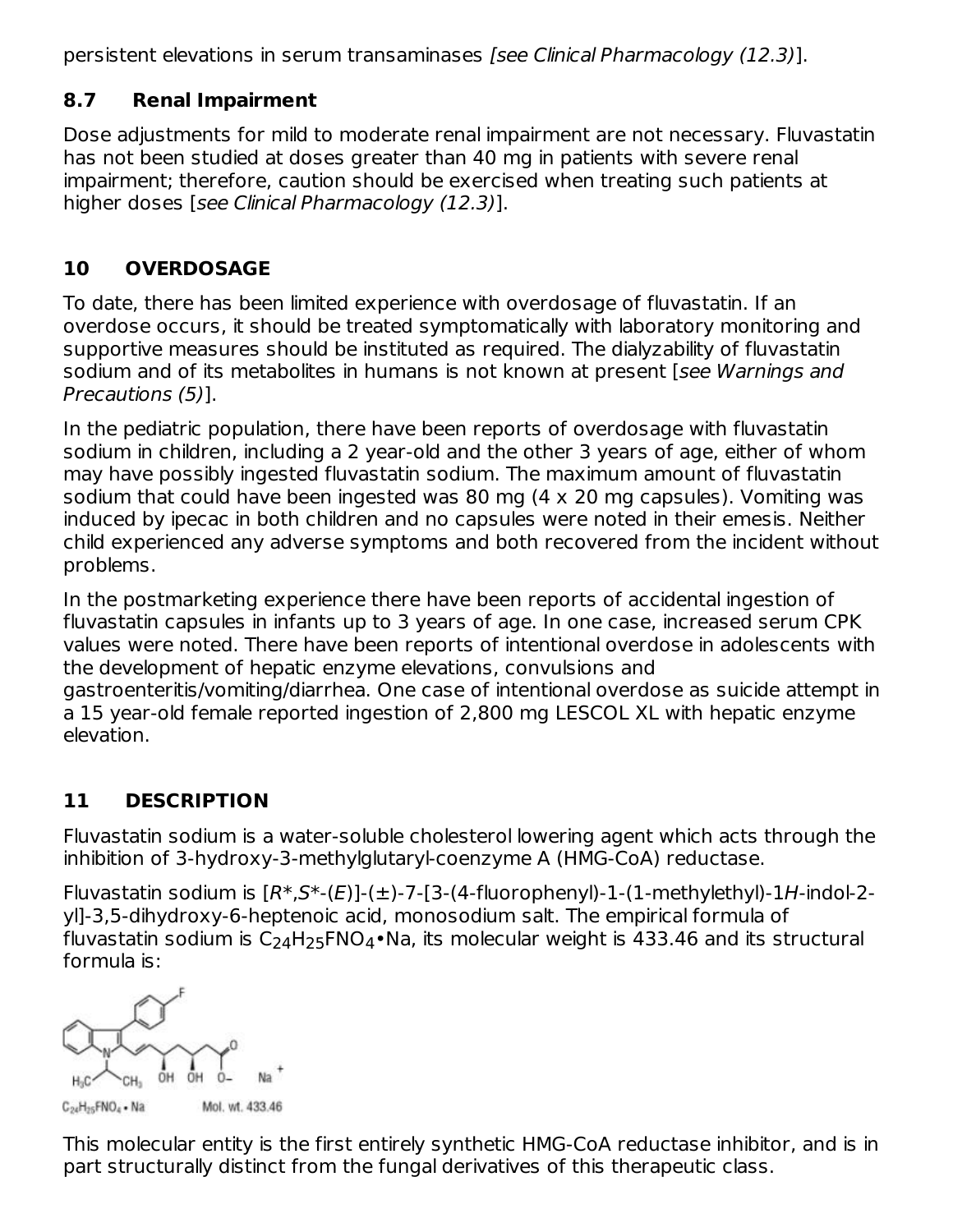persistent elevations in serum transaminases *[see Clinical Pharmacology (12.3)]*.

### 8.7 Renal Impairment

Dose adjustments for mild to moderate renal impairment are not necessary. Fluvastatin has not been studied at doses greater than 40 mg in patients with severe renal impairment; therefore, caution should be exercised when treating such patients at higher doses [*see Clinical Pharmacology (12.3)*].

## 10 OVERDOSAGE

To date, there has been limited experience with overdosage of fluvastatin. If an overdose occurs, it should be treated symptomatically with laboratory monitoring and supportive measures should be instituted as required. The dialyzability of fluvastatin sodium and of its metabolites in humans is not known at present [*see Warnings and Precautions (5)*].

In the pediatric population, there have been reports of overdosage with fluvastatin sodium in children, including a 2 year-old and the other 3 years of age, either of whom may have possibly ingested fluvastatin sodium. The maximum amount of fluvastatin sodium that could have been ingested was 80 mg (4 x 20 mg capsules). Vomiting was induced by ipecac in both children and no capsules were noted in their emesis. Neither child experienced any adverse symptoms and both recovered from the incident without problems.

In the postmarketing experience there have been reports of accidental ingestion of fluvastatin capsules in infants up to 3 years of age. In one case, increased serum CPK values were noted. There have been reports of intentional overdose in adolescents with the development of hepatic enzyme elevations, convulsions and gastroenteritis/vomiting/diarrhea. One case of intentional overdose as suicide attempt in a 15 year-old female reported ingestion of 2,800 mg LESCOL XL with hepatic enzyme elevation.

## 11 DESCRIPTION

Fluvastatin sodium is a water-soluble cholesterol lowering agent which acts through the inhibition of 3-hydroxy-3-methylglutaryl-coenzyme A (HMG-CoA) reductase.

Fluvastatin sodium is [*R*\*,*S*\*-(*E*)]-(±)-7-[3-(4-fluorophenyl)-1-(1-methylethyl)-1*H*-indol-2-yl]-3,5-dihydroxy-6-heptenoic acid, monosodium salt. The empirical formula of fluvastatin sodium is $C_{24}H_{25}FNO_4$•Na, its molecular weight is 433.46 and its structural formula is:

$C_{24}H_{25}FNO_4$ • Na Mol. wt. 433.46

This molecular entity is the first entirely synthetic HMG-CoA reductase inhibitor, and is in part structurally distinct from the fungal derivatives of this therapeutic class.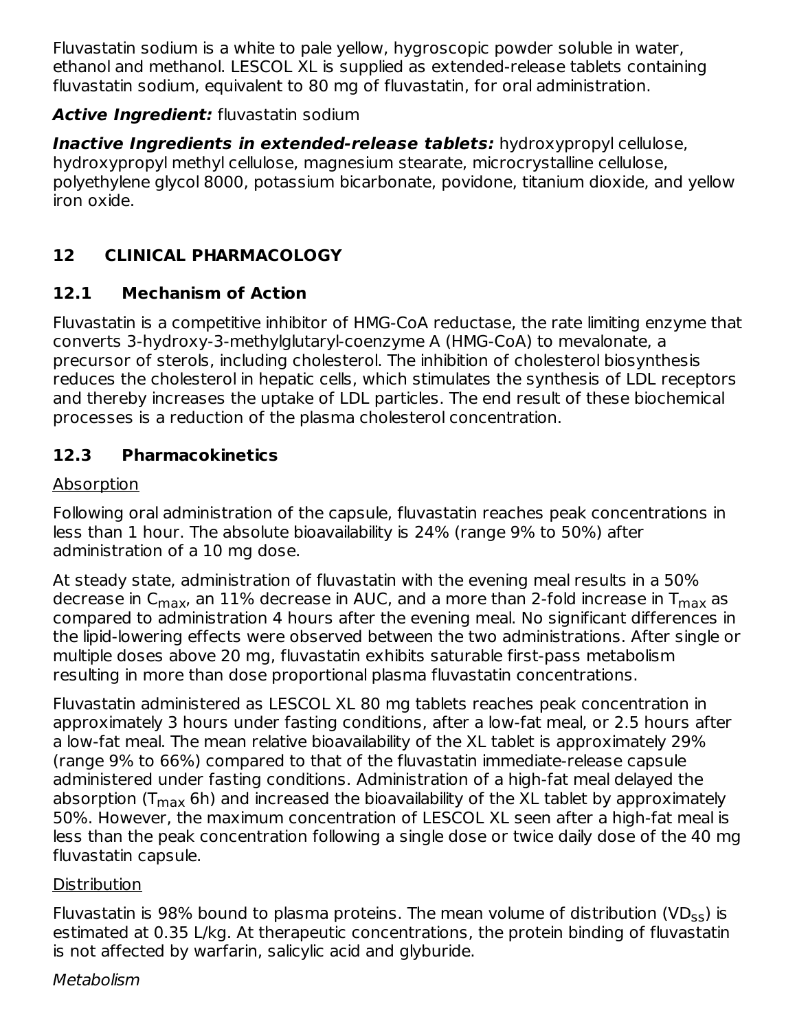Fluvastatin sodium is a white to pale yellow, hygroscopic powder soluble in water, ethanol and methanol. LESCOL XL is supplied as extended-release tablets containing fluvastatin sodium, equivalent to 80 mg of fluvastatin, for oral administration.

***Active Ingredient:*** fluvastatin sodium

***Inactive Ingredients in extended-release tablets:*** hydroxypropyl cellulose, hydroxypropyl methyl cellulose, magnesium stearate, microcrystalline cellulose, polyethylene glycol 8000, potassium bicarbonate, povidone, titanium dioxide, and yellow iron oxide.

## 12 CLINICAL PHARMACOLOGY

### 12.1 Mechanism of Action

Fluvastatin is a competitive inhibitor of HMG-CoA reductase, the rate limiting enzyme that converts 3-hydroxy-3-methylglutaryl-coenzyme A (HMG-CoA) to mevalonate, a precursor of sterols, including cholesterol. The inhibition of cholesterol biosynthesis reduces the cholesterol in hepatic cells, which stimulates the synthesis of LDL receptors and thereby increases the uptake of LDL particles. The end result of these biochemical processes is a reduction of the plasma cholesterol concentration.

### 12.3 Pharmacokinetics

Absorption

Following oral administration of the capsule, fluvastatin reaches peak concentrations in less than 1 hour. The absolute bioavailability is 24% (range 9% to 50%) after administration of a 10 mg dose.

At steady state, administration of fluvastatin with the evening meal results in a 50% decrease in $C_{max}$, an 11% decrease in AUC, and a more than 2-fold increase in $T_{max}$ as compared to administration 4 hours after the evening meal. No significant differences in the lipid-lowering effects were observed between the two administrations. After single or multiple doses above 20 mg, fluvastatin exhibits saturable first-pass metabolism resulting in more than dose proportional plasma fluvastatin concentrations.

Fluvastatin administered as LESCOL XL 80 mg tablets reaches peak concentration in approximately 3 hours under fasting conditions, after a low-fat meal, or 2.5 hours after a low-fat meal. The mean relative bioavailability of the XL tablet is approximately 29% (range 9% to 66%) compared to that of the fluvastatin immediate-release capsule administered under fasting conditions. Administration of a high-fat meal delayed the absorption ($T_{max}$ 6h) and increased the bioavailability of the XL tablet by approximately 50%. However, the maximum concentration of LESCOL XL seen after a high-fat meal is less than the peak concentration following a single dose or twice daily dose of the 40 mg fluvastatin capsule.

Distribution

Fluvastatin is 98% bound to plasma proteins. The mean volume of distribution ($VD_{ss}$) is estimated at 0.35 L/kg. At therapeutic concentrations, the protein binding of fluvastatin is not affected by warfarin, salicylic acid and glyburide.

*Metabolism*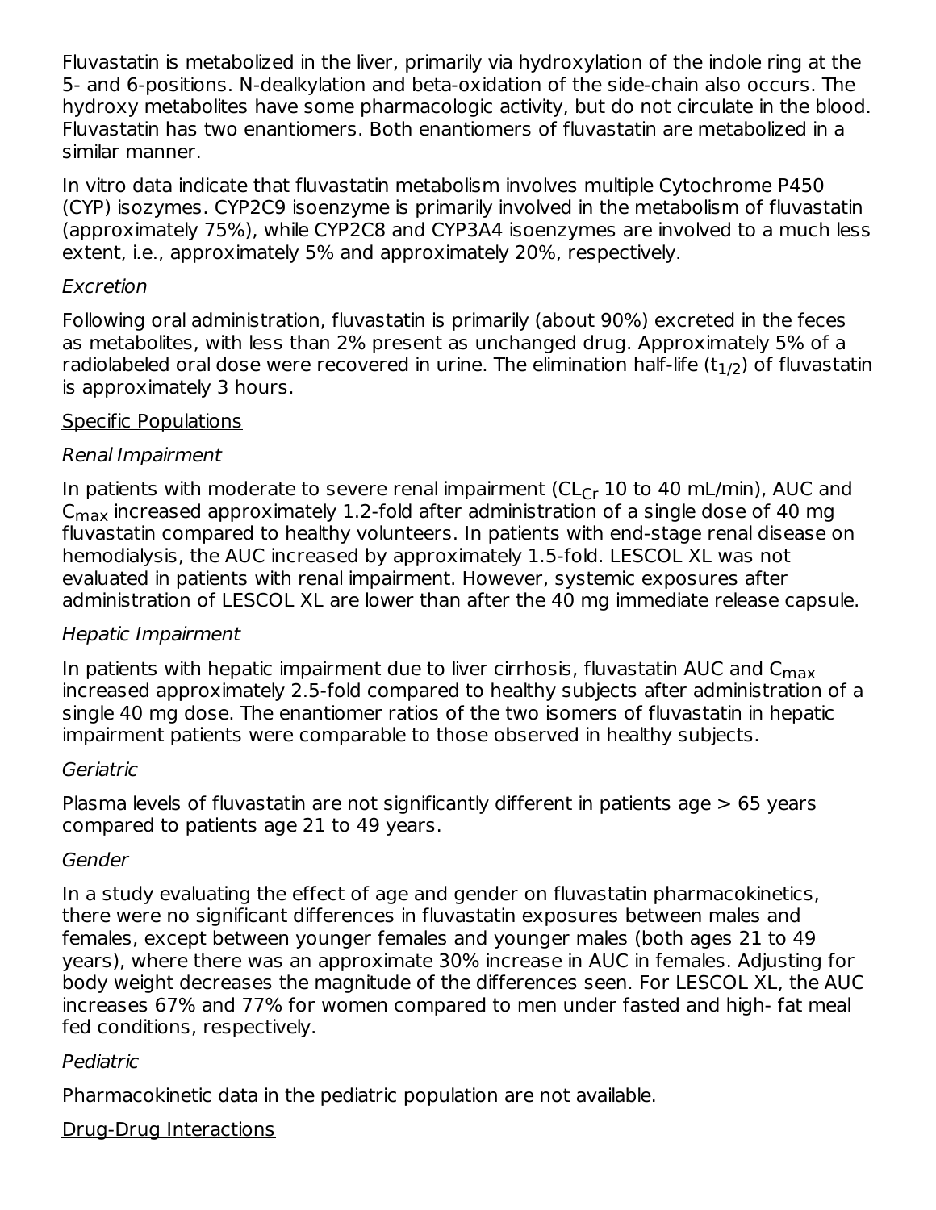Fluvastatin is metabolized in the liver, primarily via hydroxylation of the indole ring at the 5- and 6-positions. N-dealkylation and beta-oxidation of the side-chain also occurs. The hydroxy metabolites have some pharmacologic activity, but do not circulate in the blood. Fluvastatin has two enantiomers. Both enantiomers of fluvastatin are metabolized in a similar manner.

In vitro data indicate that fluvastatin metabolism involves multiple Cytochrome P450 (CYP) isozymes. CYP2C9 isoenzyme is primarily involved in the metabolism of fluvastatin (approximately 75%), while CYP2C8 and CYP3A4 isoenzymes are involved to a much less extent, i.e., approximately 5% and approximately 20%, respectively.

*Excretion*

Following oral administration, fluvastatin is primarily (about 90%) excreted in the feces as metabolites, with less than 2% present as unchanged drug. Approximately 5% of a radiolabeled oral dose were recovered in urine. The elimination half-life ($t_{1/2}$) of fluvastatin is approximately 3 hours.

Specific Populations

*Renal Impairment*

In patients with moderate to severe renal impairment ($CL_{Cr}$ 10 to 40 mL/min), AUC and $C_{max}$ increased approximately 1.2-fold after administration of a single dose of 40 mg fluvastatin compared to healthy volunteers. In patients with end-stage renal disease on hemodialysis, the AUC increased by approximately 1.5-fold. LESCOL XL was not evaluated in patients with renal impairment. However, systemic exposures after administration of LESCOL XL are lower than after the 40 mg immediate release capsule.

*Hepatic Impairment*

In patients with hepatic impairment due to liver cirrhosis, fluvastatin AUC and $C_{max}$ increased approximately 2.5-fold compared to healthy subjects after administration of a single 40 mg dose. The enantiomer ratios of the two isomers of fluvastatin in hepatic impairment patients were comparable to those observed in healthy subjects.

*Geriatric*

Plasma levels of fluvastatin are not significantly different in patients age > 65 years compared to patients age 21 to 49 years.

*Gender*

In a study evaluating the effect of age and gender on fluvastatin pharmacokinetics, there were no significant differences in fluvastatin exposures between males and females, except between younger females and younger males (both ages 21 to 49 years), where there was an approximate 30% increase in AUC in females. Adjusting for body weight decreases the magnitude of the differences seen. For LESCOL XL, the AUC increases 67% and 77% for women compared to men under fasted and high- fat meal fed conditions, respectively.

*Pediatric*

Pharmacokinetic data in the pediatric population are not available.

Drug-Drug Interactions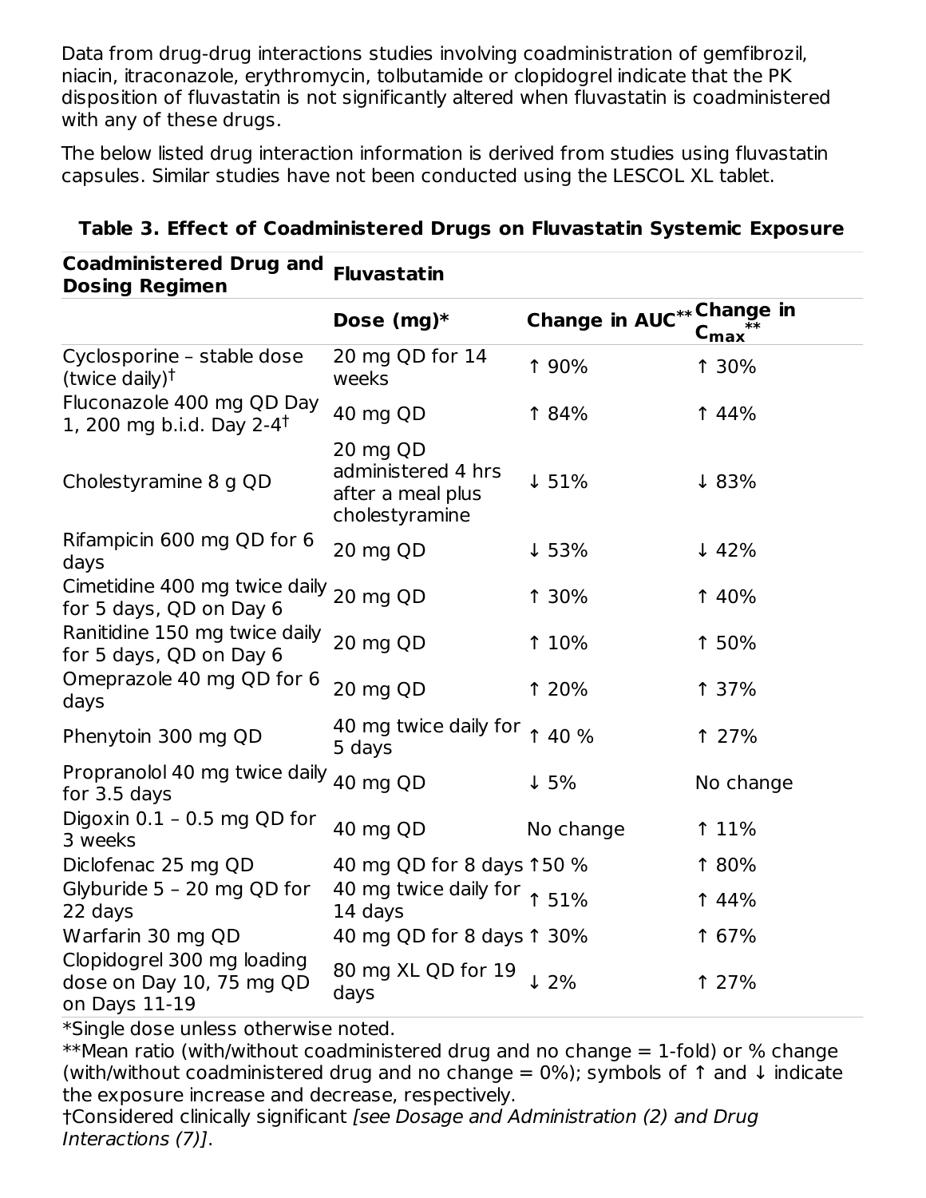Data from drug-drug interactions studies involving coadministration of gemfibrozil, niacin, itraconazole, erythromycin, tolbutamide or clopidogrel indicate that the PK disposition of fluvastatin is not significantly altered when fluvastatin is coadministered with any of these drugs.

The below listed drug interaction information is derived from studies using fluvastatin capsules. Similar studies have not been conducted using the LESCOL XL tablet.

**Table 3. Effect of Coadministered Drugs on Fluvastatin Systemic Exposure**

| Coadministered Drug and Dosing Regimen | Fluvastatin | | |
|---|---|---|---|
| | Dose (mg)* | Change in AUC** | Change in $C_{max}$** |
| Cyclosporine – stable dose (twice daily)† | 20 mg QD for 14 weeks | ↑ 90% | ↑ 30% |
| Fluconazole 400 mg QD Day 1, 200 mg b.i.d. Day 2-4† | 40 mg QD | ↑ 84% | ↑ 44% |
| Cholestyramine 8 g QD | 20 mg QD administered 4 hrs after a meal plus cholestyramine | ↓ 51% | ↓ 83% |
| Rifampicin 600 mg QD for 6 days | 20 mg QD | ↓ 53% | ↓ 42% |
| Cimetidine 400 mg twice daily for 5 days, QD on Day 6 | 20 mg QD | ↑ 30% | ↑ 40% |
| Ranitidine 150 mg twice daily for 5 days, QD on Day 6 | 20 mg QD | ↑ 10% | ↑ 50% |
| Omeprazole 40 mg QD for 6 days | 20 mg QD | ↑ 20% | ↑ 37% |
| Phenytoin 300 mg QD | 40 mg twice daily for 5 days | ↑ 40 % | ↑ 27% |
| Propranolol 40 mg twice daily for 3.5 days | 40 mg QD | ↓ 5% | No change |
| Digoxin 0.1 – 0.5 mg QD for 3 weeks | 40 mg QD | No change | ↑ 11% |
| Diclofenac 25 mg QD | 40 mg QD for 8 days | ↑50 % | ↑ 80% |
| Glyburide 5 – 20 mg QD for 22 days | 40 mg twice daily for 14 days | ↑ 51% | ↑ 44% |
| Warfarin 30 mg QD | 40 mg QD for 8 days | ↑ 30% | ↑ 67% |
| Clopidogrel 300 mg loading dose on Day 10, 75 mg QD on Days 11-19 | 80 mg XL QD for 19 days | ↓ 2% | ↑ 27% |

*Single dose unless otherwise noted.
**Mean ratio (with/without coadministered drug and no change = 1-fold) or % change (with/without coadministered drug and no change = 0%); symbols of ↑ and ↓ indicate the exposure increase and decrease, respectively.
†Considered clinically significant *[see Dosage and Administration (2) and Drug Interactions (7)]*.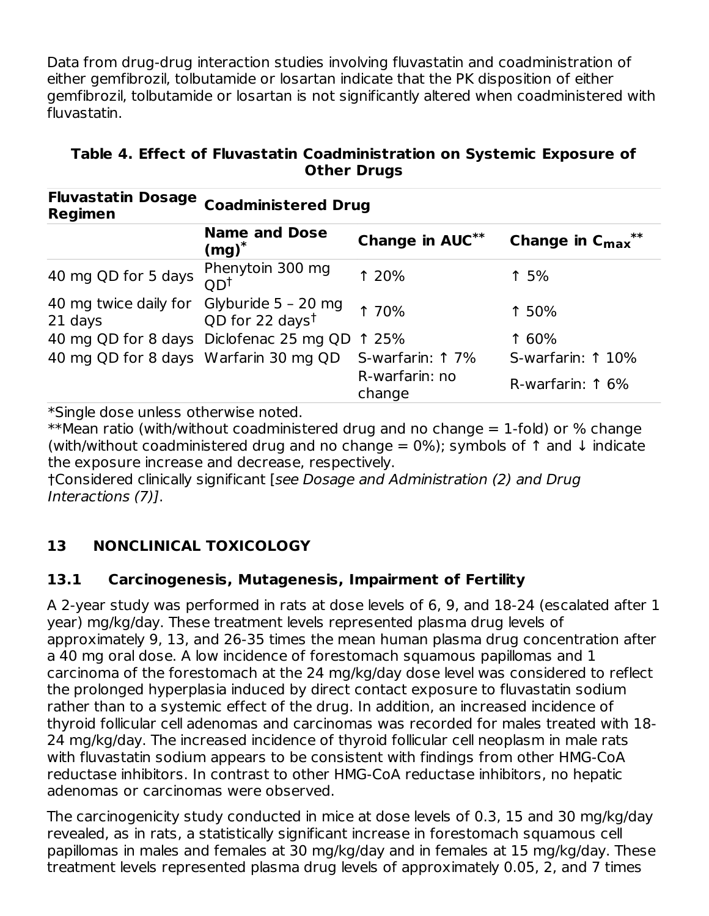Data from drug-drug interaction studies involving fluvastatin and coadministration of either gemfibrozil, tolbutamide or losartan indicate that the PK disposition of either gemfibrozil, tolbutamide or losartan is not significantly altered when coadministered with fluvastatin.

**Table 4. Effect of Fluvastatin Coadministration on Systemic Exposure of Other Drugs**

| **Fluvastatin Dosage Regimen** | **Coadministered Drug** | | |
|---|---|---|---|
| | **Name and Dose (mg)*** | **Change in AUC**** | **Change in $C_{max}$**** |
| 40 mg QD for 5 days | Phenytoin 300 mg QD† | ↑ 20% | ↑ 5% |
| 40 mg twice daily for 21 days | Glyburide 5 – 20 mg QD for 22 days† | ↑ 70% | ↑ 50% |
| 40 mg QD for 8 days | Diclofenac 25 mg QD | ↑ 25% | ↑ 60% |
| 40 mg QD for 8 days | Warfarin 30 mg QD | S-warfarin: ↑ 7% | S-warfarin: ↑ 10% |
| | | R-warfarin: no change | R-warfarin: ↑ 6% |

*Single dose unless otherwise noted.
**Mean ratio (with/without coadministered drug and no change = 1-fold) or % change (with/without coadministered drug and no change = 0%); symbols of ↑ and ↓ indicate the exposure increase and decrease, respectively.
†Considered clinically significant [*see Dosage and Administration (2) and Drug Interactions (7)*].

## 13 NONCLINICAL TOXICOLOGY

### 13.1 Carcinogenesis, Mutagenesis, Impairment of Fertility

A 2-year study was performed in rats at dose levels of 6, 9, and 18-24 (escalated after 1 year) mg/kg/day. These treatment levels represented plasma drug levels of approximately 9, 13, and 26-35 times the mean human plasma drug concentration after a 40 mg oral dose. A low incidence of forestomach squamous papillomas and 1 carcinoma of the forestomach at the 24 mg/kg/day dose level was considered to reflect the prolonged hyperplasia induced by direct contact exposure to fluvastatin sodium rather than to a systemic effect of the drug. In addition, an increased incidence of thyroid follicular cell adenomas and carcinomas was recorded for males treated with 18-24 mg/kg/day. The increased incidence of thyroid follicular cell neoplasm in male rats with fluvastatin sodium appears to be consistent with findings from other HMG-CoA reductase inhibitors. In contrast to other HMG-CoA reductase inhibitors, no hepatic adenomas or carcinomas were observed.

The carcinogenicity study conducted in mice at dose levels of 0.3, 15 and 30 mg/kg/day revealed, as in rats, a statistically significant increase in forestomach squamous cell papillomas in males and females at 30 mg/kg/day and in females at 15 mg/kg/day. These treatment levels represented plasma drug levels of approximately 0.05, 2, and 7 times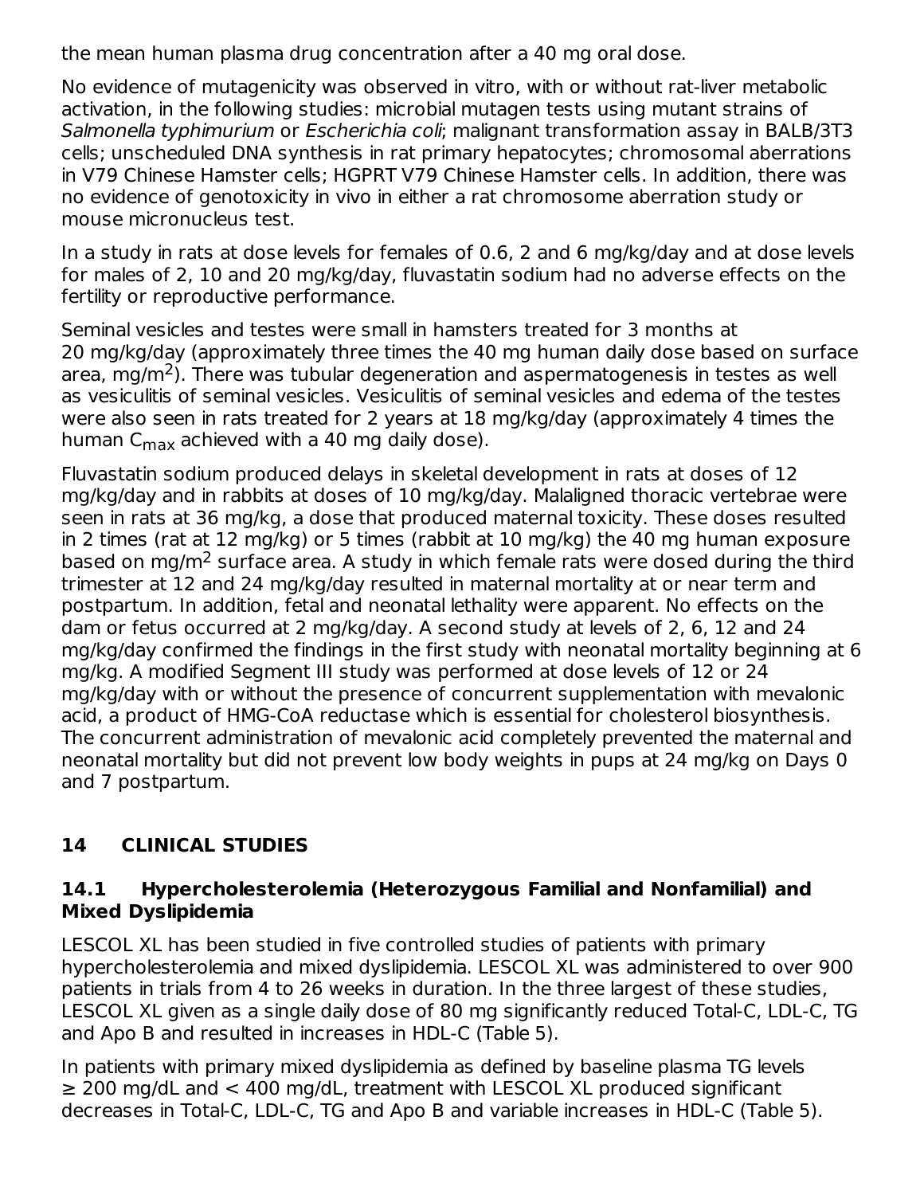the mean human plasma drug concentration after a 40 mg oral dose.

No evidence of mutagenicity was observed in vitro, with or without rat-liver metabolic activation, in the following studies: microbial mutagen tests using mutant strains of *Salmonella typhimurium* or *Escherichia coli*; malignant transformation assay in BALB/3T3 cells; unscheduled DNA synthesis in rat primary hepatocytes; chromosomal aberrations in V79 Chinese Hamster cells; HGPRT V79 Chinese Hamster cells. In addition, there was no evidence of genotoxicity in vivo in either a rat chromosome aberration study or mouse micronucleus test.

In a study in rats at dose levels for females of 0.6, 2 and 6 mg/kg/day and at dose levels for males of 2, 10 and 20 mg/kg/day, fluvastatin sodium had no adverse effects on the fertility or reproductive performance.

Seminal vesicles and testes were small in hamsters treated for 3 months at 20 mg/kg/day (approximately three times the 40 mg human daily dose based on surface area, $mg/m^2$). There was tubular degeneration and aspermatogenesis in testes as well as vesiculitis of seminal vesicles. Vesiculitis of seminal vesicles and edema of the testes were also seen in rats treated for 2 years at 18 mg/kg/day (approximately 4 times the human $C_{max}$ achieved with a 40 mg daily dose).

Fluvastatin sodium produced delays in skeletal development in rats at doses of 12 mg/kg/day and in rabbits at doses of 10 mg/kg/day. Malaligned thoracic vertebrae were seen in rats at 36 mg/kg, a dose that produced maternal toxicity. These doses resulted in 2 times (rat at 12 mg/kg) or 5 times (rabbit at 10 mg/kg) the 40 mg human exposure based on $mg/m^2$ surface area. A study in which female rats were dosed during the third trimester at 12 and 24 mg/kg/day resulted in maternal mortality at or near term and postpartum. In addition, fetal and neonatal lethality were apparent. No effects on the dam or fetus occurred at 2 mg/kg/day. A second study at levels of 2, 6, 12 and 24 mg/kg/day confirmed the findings in the first study with neonatal mortality beginning at 6 mg/kg. A modified Segment III study was performed at dose levels of 12 or 24 mg/kg/day with or without the presence of concurrent supplementation with mevalonic acid, a product of HMG-CoA reductase which is essential for cholesterol biosynthesis. The concurrent administration of mevalonic acid completely prevented the maternal and neonatal mortality but did not prevent low body weights in pups at 24 mg/kg on Days 0 and 7 postpartum.

## 14 CLINICAL STUDIES

### 14.1 Hypercholesterolemia (Heterozygous Familial and Nonfamilial) and Mixed Dyslipidemia

LESCOL XL has been studied in five controlled studies of patients with primary hypercholesterolemia and mixed dyslipidemia. LESCOL XL was administered to over 900 patients in trials from 4 to 26 weeks in duration. In the three largest of these studies, LESCOL XL given as a single daily dose of 80 mg significantly reduced Total-C, LDL-C, TG and Apo B and resulted in increases in HDL-C (Table 5).

In patients with primary mixed dyslipidemia as defined by baseline plasma TG levels ≥ 200 mg/dL and < 400 mg/dL, treatment with LESCOL XL produced significant decreases in Total-C, LDL-C, TG and Apo B and variable increases in HDL-C (Table 5).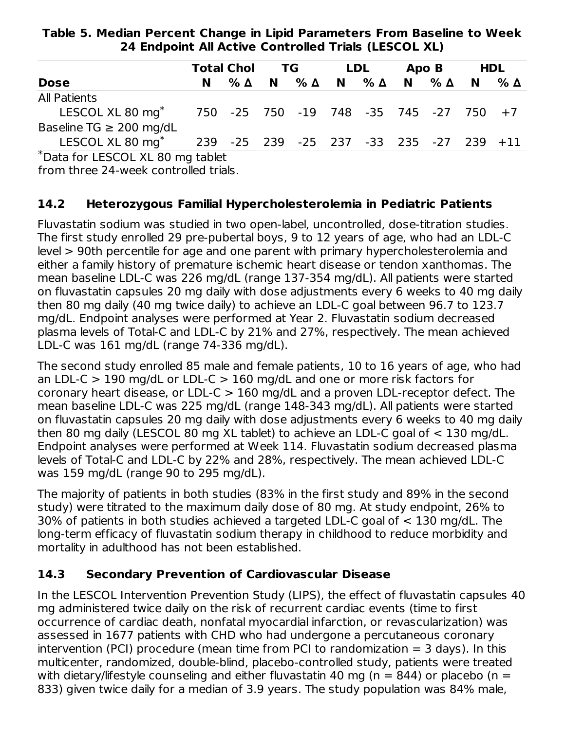**Table 5. Median Percent Change in Lipid Parameters From Baseline to Week 24 Endpoint All Active Controlled Trials (LESCOL XL)**

| | Total Chol | | TG | | LDL | | Apo B | | HDL | |
|---|---|---|---|---|---|---|---|---|---|---|
| **Dose** | **N** | **% Δ** | **N** | **% Δ** | **N** | **% Δ** | **N** | **% Δ** | **N** | **% Δ** |
| All Patients | | | | | | | | | | |
| LESCOL XL 80 mg* | 750 | -25 | 750 | -19 | 748 | -35 | 745 | -27 | 750 | +7 |
| Baseline TG ≥ 200 mg/dL | | | | | | | | | | |
| LESCOL XL 80 mg* | 239 | -25 | 239 | -25 | 237 | -33 | 235 | -27 | 239 | +11 |

*Data for LESCOL XL 80 mg tablet from three 24-week controlled trials.

### 14.2 Heterozygous Familial Hypercholesterolemia in Pediatric Patients

Fluvastatin sodium was studied in two open-label, uncontrolled, dose-titration studies. The first study enrolled 29 pre-pubertal boys, 9 to 12 years of age, who had an LDL-C level > 90th percentile for age and one parent with primary hypercholesterolemia and either a family history of premature ischemic heart disease or tendon xanthomas. The mean baseline LDL-C was 226 mg/dL (range 137-354 mg/dL). All patients were started on fluvastatin capsules 20 mg daily with dose adjustments every 6 weeks to 40 mg daily then 80 mg daily (40 mg twice daily) to achieve an LDL-C goal between 96.7 to 123.7 mg/dL. Endpoint analyses were performed at Year 2. Fluvastatin sodium decreased plasma levels of Total-C and LDL-C by 21% and 27%, respectively. The mean achieved LDL-C was 161 mg/dL (range 74-336 mg/dL).

The second study enrolled 85 male and female patients, 10 to 16 years of age, who had an LDL-C > 190 mg/dL or LDL-C > 160 mg/dL and one or more risk factors for coronary heart disease, or LDL-C > 160 mg/dL and a proven LDL-receptor defect. The mean baseline LDL-C was 225 mg/dL (range 148-343 mg/dL). All patients were started on fluvastatin capsules 20 mg daily with dose adjustments every 6 weeks to 40 mg daily then 80 mg daily (LESCOL 80 mg XL tablet) to achieve an LDL-C goal of < 130 mg/dL. Endpoint analyses were performed at Week 114. Fluvastatin sodium decreased plasma levels of Total-C and LDL-C by 22% and 28%, respectively. The mean achieved LDL-C was 159 mg/dL (range 90 to 295 mg/dL).

The majority of patients in both studies (83% in the first study and 89% in the second study) were titrated to the maximum daily dose of 80 mg. At study endpoint, 26% to 30% of patients in both studies achieved a targeted LDL-C goal of < 130 mg/dL. The long-term efficacy of fluvastatin sodium therapy in childhood to reduce morbidity and mortality in adulthood has not been established.

### 14.3 Secondary Prevention of Cardiovascular Disease

In the LESCOL Intervention Prevention Study (LIPS), the effect of fluvastatin capsules 40 mg administered twice daily on the risk of recurrent cardiac events (time to first occurrence of cardiac death, nonfatal myocardial infarction, or revascularization) was assessed in 1677 patients with CHD who had undergone a percutaneous coronary intervention (PCI) procedure (mean time from PCI to randomization = 3 days). In this multicenter, randomized, double-blind, placebo-controlled study, patients were treated with dietary/lifestyle counseling and either fluvastatin 40 mg (n = 844) or placebo (n = 833) given twice daily for a median of 3.9 years. The study population was 84% male,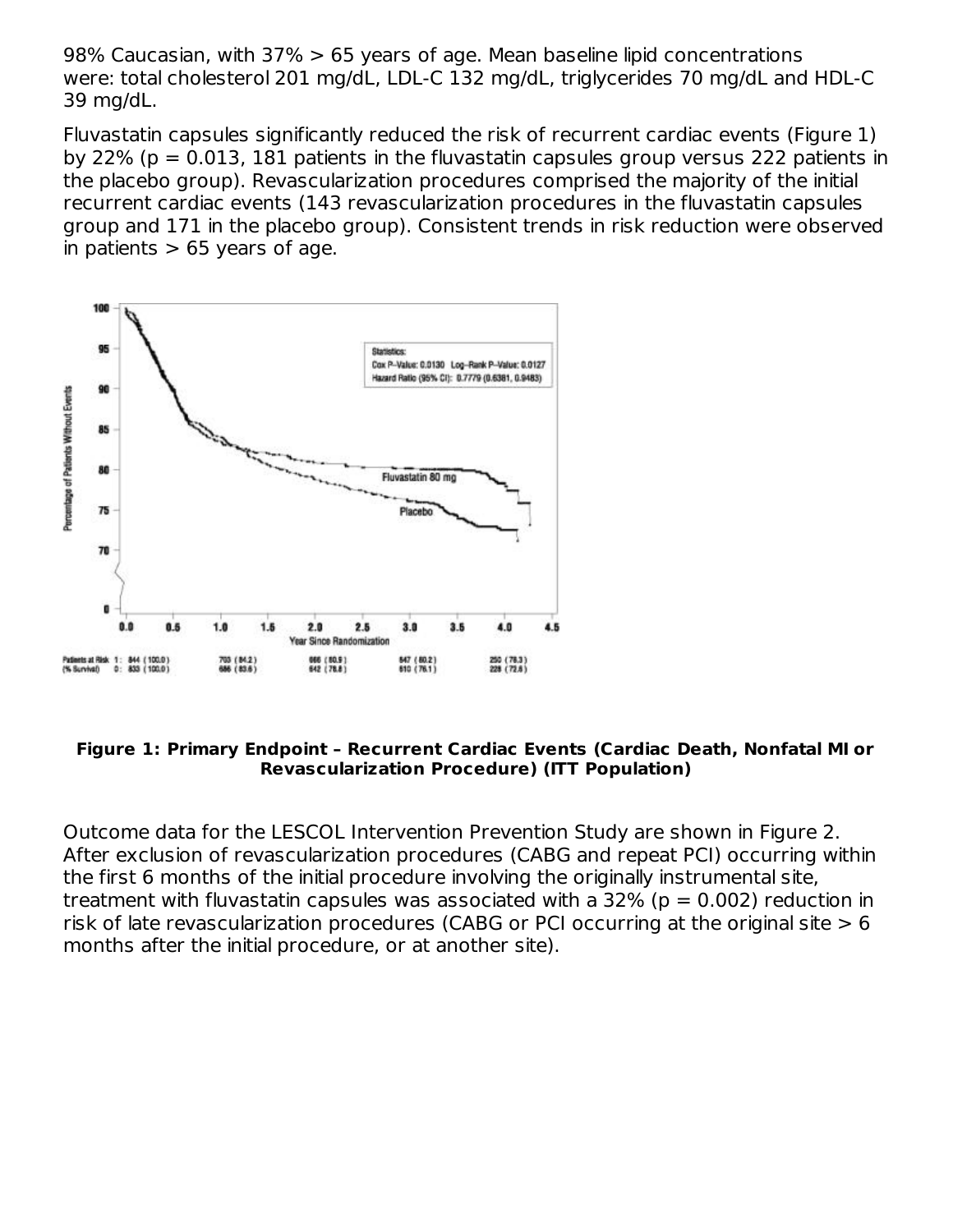98% Caucasian, with 37% > 65 years of age. Mean baseline lipid concentrations were: total cholesterol 201 mg/dL, LDL-C 132 mg/dL, triglycerides 70 mg/dL and HDL-C 39 mg/dL.

Fluvastatin capsules significantly reduced the risk of recurrent cardiac events (Figure 1) by 22% (p = 0.013, 181 patients in the fluvastatin capsules group versus 222 patients in the placebo group). Revascularization procedures comprised the majority of the initial recurrent cardiac events (143 revascularization procedures in the fluvastatin capsules group and 171 in the placebo group). Consistent trends in risk reduction were observed in patients > 65 years of age.

**Figure 1: Primary Endpoint – Recurrent Cardiac Events (Cardiac Death, Nonfatal MI or Revascularization Procedure) (ITT Population)**

Outcome data for the LESCOL Intervention Prevention Study are shown in Figure 2. After exclusion of revascularization procedures (CABG and repeat PCI) occurring within the first 6 months of the initial procedure involving the originally instrumental site, treatment with fluvastatin capsules was associated with a 32% (p = 0.002) reduction in risk of late revascularization procedures (CABG or PCI occurring at the original site > 6 months after the initial procedure, or at another site).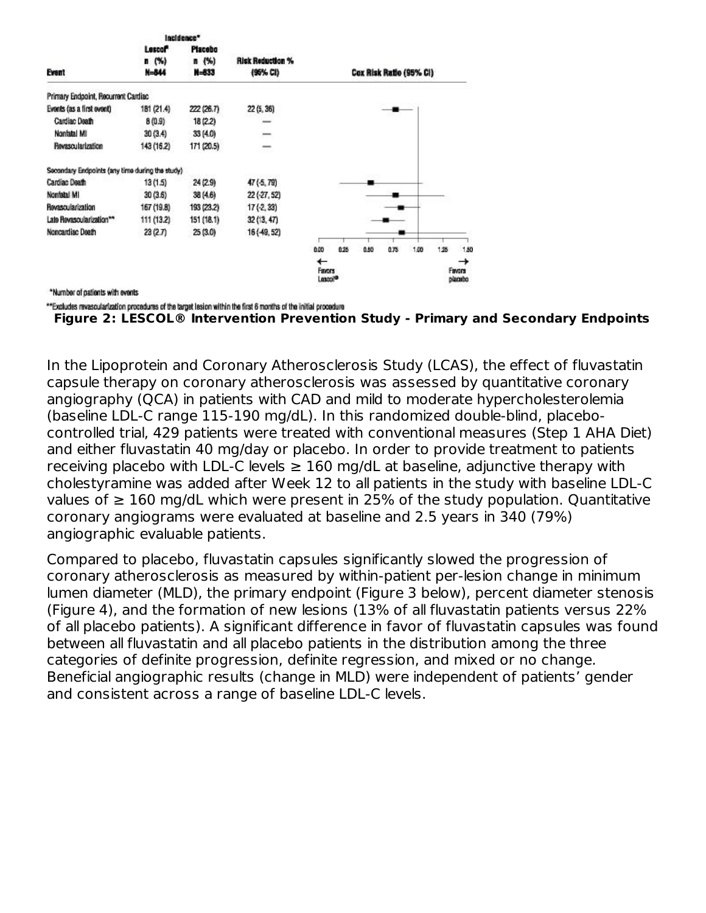| Event | Incidence* Lescol® n (%) N=844 | Incidence* Placebo n (%) N=833 | Risk Reduction % (95% CI) | Cox Risk Ratio (95% CI) |
|---|---|---|---|---|
| Primary Endpoint, Recurrent Cardiac | | | | |
| Events (as a first event) | 181 (21.4) | 222 (26.7) | 22 (5, 36) | |
| Cardiac Death | 8 (0.9) | 18 (2.2) | — | |
| Nonfatal MI | 30 (3.4) | 33 (4.0) | — | |
| Revascularization | 143 (16.2) | 171 (20.5) | — | |
| Secondary Endpoints (any time during the study) | | | | |
| Cardiac Death | 13 (1.5) | 24 (2.9) | 47 (-5, 79) | |
| Nonfatal MI | 30 (3.6) | 38 (4.6) | 22 (-27, 52) | |
| Revascularization | 167 (19.8) | 193 (23.2) | 17 (-2, 33) | |
| Late Revascularization** | 111 (13.2) | 151 (18.1) | 32 (13, 47) | |
| Noncardiac Death | 23 (2.7) | 25 (3.0) | 16 (-49, 52) | |

0.00 0.25 0.50 0.75 1.00 1.25 1.50

← Favors Lescol® → Favors placebo

*Number of patients with events

**Excludes revascularization procedures of the target lesion within the first 6 months of the initial procedure

**Figure 2: LESCOL® Intervention Prevention Study - Primary and Secondary Endpoints**

In the Lipoprotein and Coronary Atherosclerosis Study (LCAS), the effect of fluvastatin capsule therapy on coronary atherosclerosis was assessed by quantitative coronary angiography (QCA) in patients with CAD and mild to moderate hypercholesterolemia (baseline LDL-C range 115-190 mg/dL). In this randomized double-blind, placebo-controlled trial, 429 patients were treated with conventional measures (Step 1 AHA Diet) and either fluvastatin 40 mg/day or placebo. In order to provide treatment to patients receiving placebo with LDL-C levels ≥ 160 mg/dL at baseline, adjunctive therapy with cholestyramine was added after Week 12 to all patients in the study with baseline LDL-C values of ≥ 160 mg/dL which were present in 25% of the study population. Quantitative coronary angiograms were evaluated at baseline and 2.5 years in 340 (79%) angiographic evaluable patients.

Compared to placebo, fluvastatin capsules significantly slowed the progression of coronary atherosclerosis as measured by within-patient per-lesion change in minimum lumen diameter (MLD), the primary endpoint (Figure 3 below), percent diameter stenosis (Figure 4), and the formation of new lesions (13% of all fluvastatin patients versus 22% of all placebo patients). A significant difference in favor of fluvastatin capsules was found between all fluvastatin and all placebo patients in the distribution among the three categories of definite progression, definite regression, and mixed or no change. Beneficial angiographic results (change in MLD) were independent of patients' gender and consistent across a range of baseline LDL-C levels.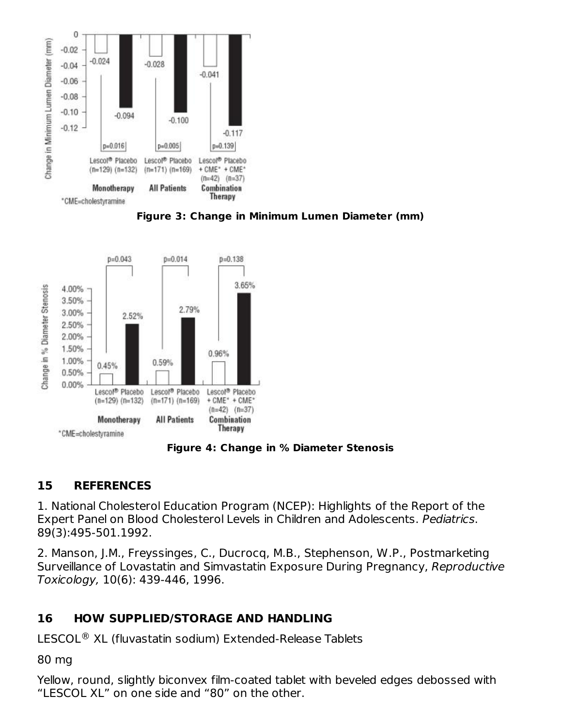Figure 3: Change in Minimum Lumen Diameter (mm)

Figure 4: Change in % Diameter Stenosis

## 15 REFERENCES

1. National Cholesterol Education Program (NCEP): Highlights of the Report of the Expert Panel on Blood Cholesterol Levels in Children and Adolescents. *Pediatrics*. 89(3):495-501.1992.

2. Manson, J.M., Freyssinges, C., Ducrocq, M.B., Stephenson, W.P., Postmarketing Surveillance of Lovastatin and Simvastatin Exposure During Pregnancy, *Reproductive Toxicology,* 10(6): 439-446, 1996.

## 16 HOW SUPPLIED/STORAGE AND HANDLING

LESCOL® XL (fluvastatin sodium) Extended-Release Tablets

80 mg

Yellow, round, slightly biconvex film-coated tablet with beveled edges debossed with "LESCOL XL" on one side and "80" on the other.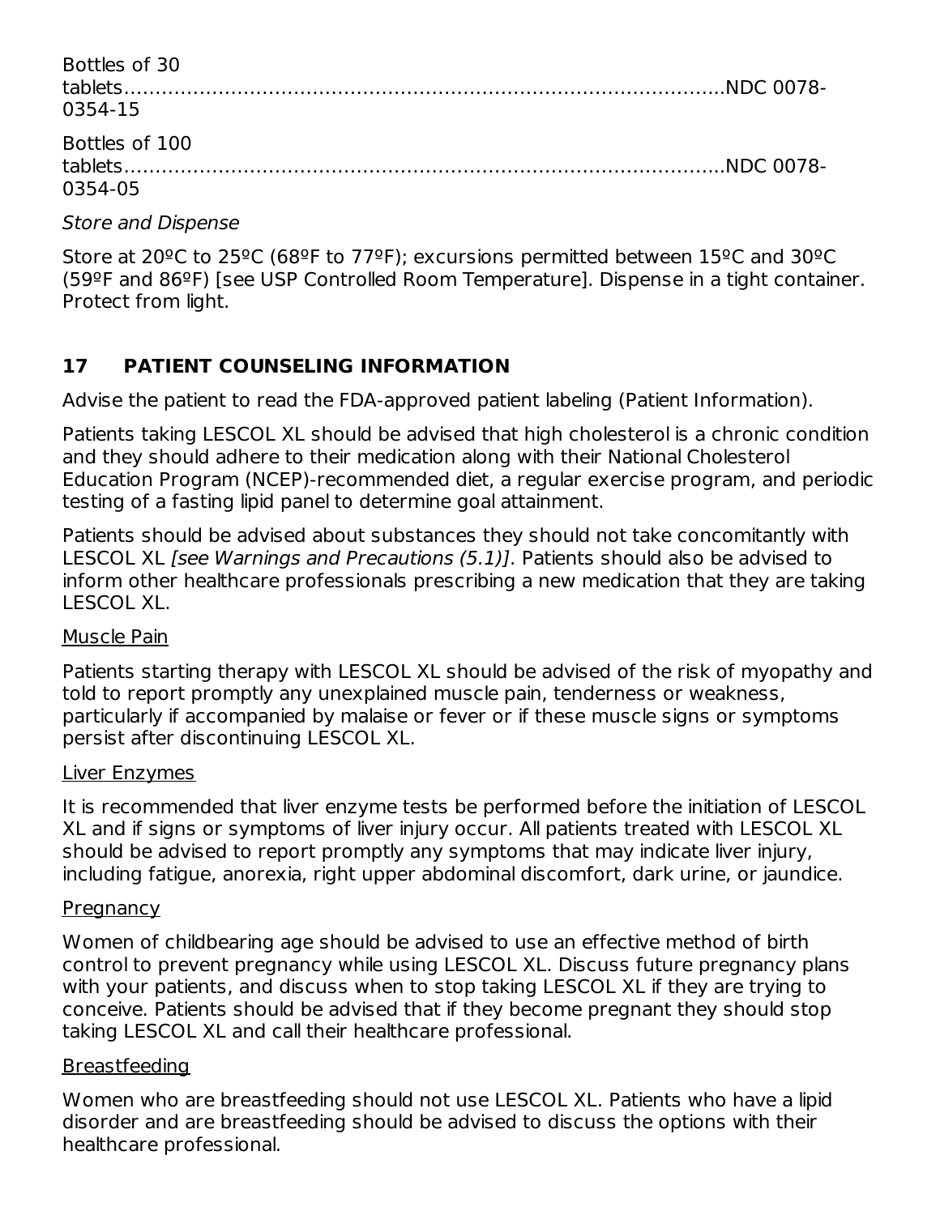Bottles of 30 tablets........................................................................................NDC 0078-0354-15

Bottles of 100 tablets........................................................................................NDC 0078-0354-05

*Store and Dispense*

Store at 20ºC to 25ºC (68ºF to 77ºF); excursions permitted between 15ºC and 30ºC (59ºF and 86ºF) [see USP Controlled Room Temperature]. Dispense in a tight container. Protect from light.

## 17 PATIENT COUNSELING INFORMATION

Advise the patient to read the FDA-approved patient labeling (Patient Information).

Patients taking LESCOL XL should be advised that high cholesterol is a chronic condition and they should adhere to their medication along with their National Cholesterol Education Program (NCEP)-recommended diet, a regular exercise program, and periodic testing of a fasting lipid panel to determine goal attainment.

Patients should be advised about substances they should not take concomitantly with LESCOL XL *[see Warnings and Precautions (5.1)]*. Patients should also be advised to inform other healthcare professionals prescribing a new medication that they are taking LESCOL XL.

Muscle Pain

Patients starting therapy with LESCOL XL should be advised of the risk of myopathy and told to report promptly any unexplained muscle pain, tenderness or weakness, particularly if accompanied by malaise or fever or if these muscle signs or symptoms persist after discontinuing LESCOL XL.

Liver Enzymes

It is recommended that liver enzyme tests be performed before the initiation of LESCOL XL and if signs or symptoms of liver injury occur. All patients treated with LESCOL XL should be advised to report promptly any symptoms that may indicate liver injury, including fatigue, anorexia, right upper abdominal discomfort, dark urine, or jaundice.

Pregnancy

Women of childbearing age should be advised to use an effective method of birth control to prevent pregnancy while using LESCOL XL. Discuss future pregnancy plans with your patients, and discuss when to stop taking LESCOL XL if they are trying to conceive. Patients should be advised that if they become pregnant they should stop taking LESCOL XL and call their healthcare professional.

Breastfeeding

Women who are breastfeeding should not use LESCOL XL. Patients who have a lipid disorder and are breastfeeding should be advised to discuss the options with their healthcare professional.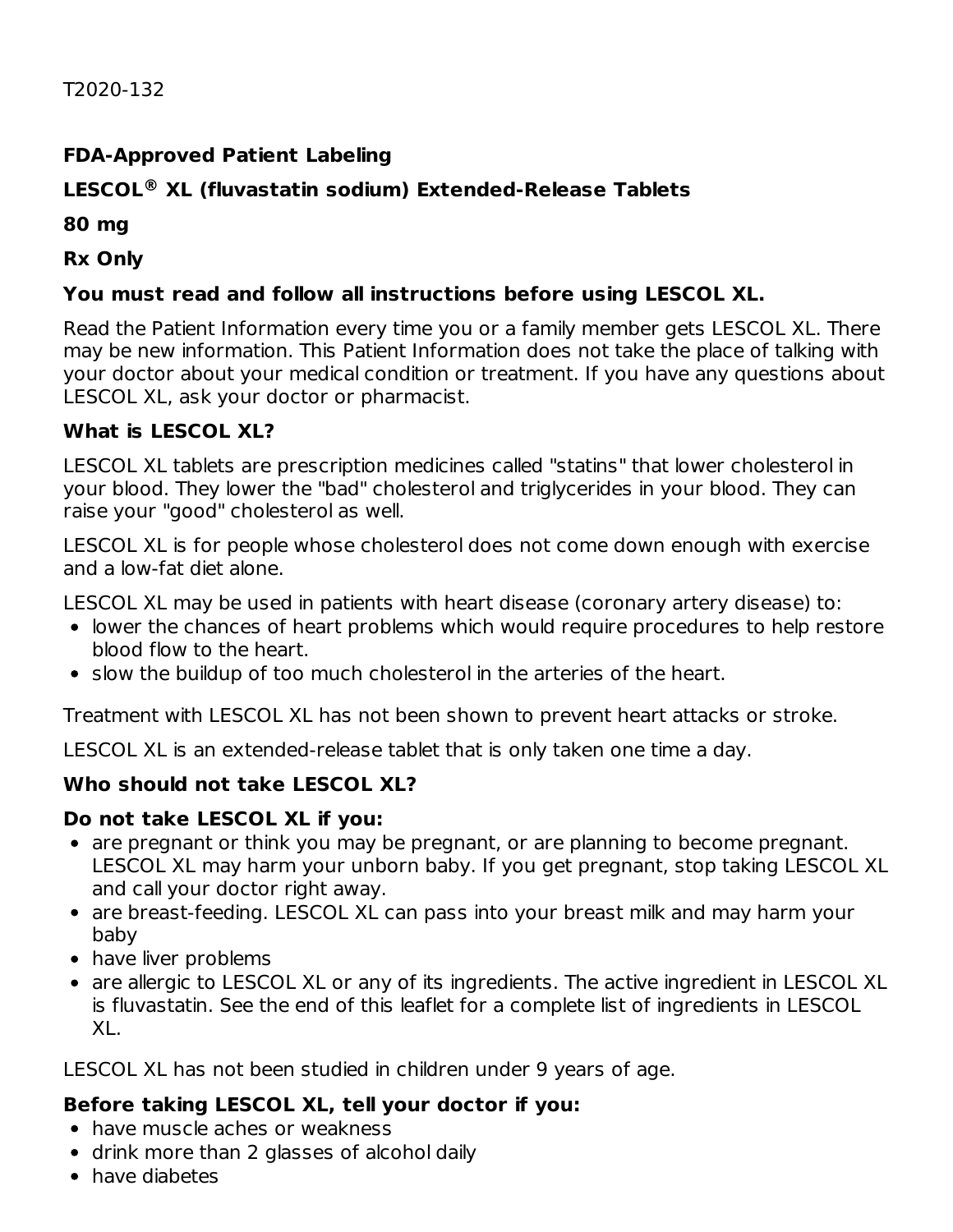T2020-132

**FDA-Approved Patient Labeling**

**LESCOL® XL (fluvastatin sodium) Extended-Release Tablets**

**80 mg**

**Rx Only**

**You must read and follow all instructions before using LESCOL XL.**

Read the Patient Information every time you or a family member gets LESCOL XL. There may be new information. This Patient Information does not take the place of talking with your doctor about your medical condition or treatment. If you have any questions about LESCOL XL, ask your doctor or pharmacist.

**What is LESCOL XL?**

LESCOL XL tablets are prescription medicines called "statins" that lower cholesterol in your blood. They lower the "bad" cholesterol and triglycerides in your blood. They can raise your "good" cholesterol as well.

LESCOL XL is for people whose cholesterol does not come down enough with exercise and a low-fat diet alone.

LESCOL XL may be used in patients with heart disease (coronary artery disease) to:

- lower the chances of heart problems which would require procedures to help restore blood flow to the heart.
- slow the buildup of too much cholesterol in the arteries of the heart.

Treatment with LESCOL XL has not been shown to prevent heart attacks or stroke.

LESCOL XL is an extended-release tablet that is only taken one time a day.

**Who should not take LESCOL XL?**

**Do not take LESCOL XL if you:**

- are pregnant or think you may be pregnant, or are planning to become pregnant. LESCOL XL may harm your unborn baby. If you get pregnant, stop taking LESCOL XL and call your doctor right away.
- are breast-feeding. LESCOL XL can pass into your breast milk and may harm your baby
- have liver problems
- are allergic to LESCOL XL or any of its ingredients. The active ingredient in LESCOL XL is fluvastatin. See the end of this leaflet for a complete list of ingredients in LESCOL XL.

LESCOL XL has not been studied in children under 9 years of age.

**Before taking LESCOL XL, tell your doctor if you:**

- have muscle aches or weakness
- drink more than 2 glasses of alcohol daily
- have diabetes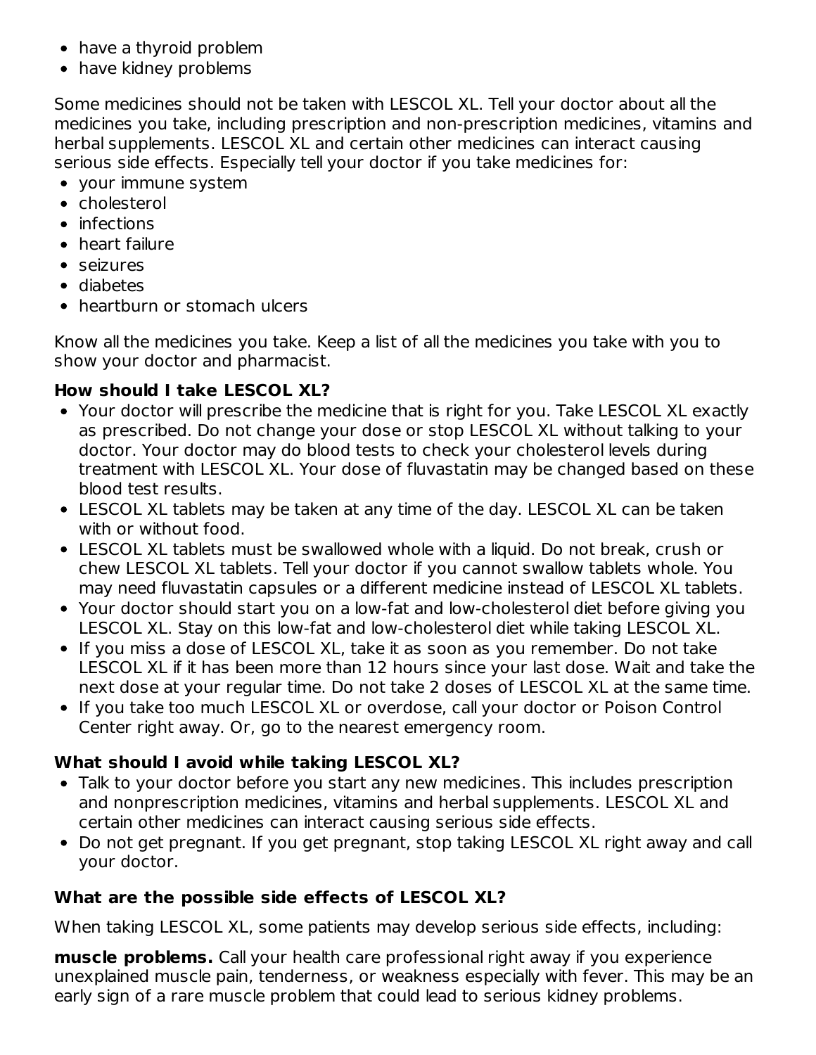- have a thyroid problem
- have kidney problems

Some medicines should not be taken with LESCOL XL. Tell your doctor about all the medicines you take, including prescription and non-prescription medicines, vitamins and herbal supplements. LESCOL XL and certain other medicines can interact causing serious side effects. Especially tell your doctor if you take medicines for:

- your immune system
- cholesterol
- infections
- heart failure
- seizures
- diabetes
- heartburn or stomach ulcers

Know all the medicines you take. Keep a list of all the medicines you take with you to show your doctor and pharmacist.

**How should I take LESCOL XL?**

- Your doctor will prescribe the medicine that is right for you. Take LESCOL XL exactly as prescribed. Do not change your dose or stop LESCOL XL without talking to your doctor. Your doctor may do blood tests to check your cholesterol levels during treatment with LESCOL XL. Your dose of fluvastatin may be changed based on these blood test results.
- LESCOL XL tablets may be taken at any time of the day. LESCOL XL can be taken with or without food.
- LESCOL XL tablets must be swallowed whole with a liquid. Do not break, crush or chew LESCOL XL tablets. Tell your doctor if you cannot swallow tablets whole. You may need fluvastatin capsules or a different medicine instead of LESCOL XL tablets.
- Your doctor should start you on a low-fat and low-cholesterol diet before giving you LESCOL XL. Stay on this low-fat and low-cholesterol diet while taking LESCOL XL.
- If you miss a dose of LESCOL XL, take it as soon as you remember. Do not take LESCOL XL if it has been more than 12 hours since your last dose. Wait and take the next dose at your regular time. Do not take 2 doses of LESCOL XL at the same time.
- If you take too much LESCOL XL or overdose, call your doctor or Poison Control Center right away. Or, go to the nearest emergency room.

**What should I avoid while taking LESCOL XL?**

- Talk to your doctor before you start any new medicines. This includes prescription and nonprescription medicines, vitamins and herbal supplements. LESCOL XL and certain other medicines can interact causing serious side effects.
- Do not get pregnant. If you get pregnant, stop taking LESCOL XL right away and call your doctor.

**What are the possible side effects of LESCOL XL?**

When taking LESCOL XL, some patients may develop serious side effects, including:

**muscle problems.** Call your health care professional right away if you experience unexplained muscle pain, tenderness, or weakness especially with fever. This may be an early sign of a rare muscle problem that could lead to serious kidney problems.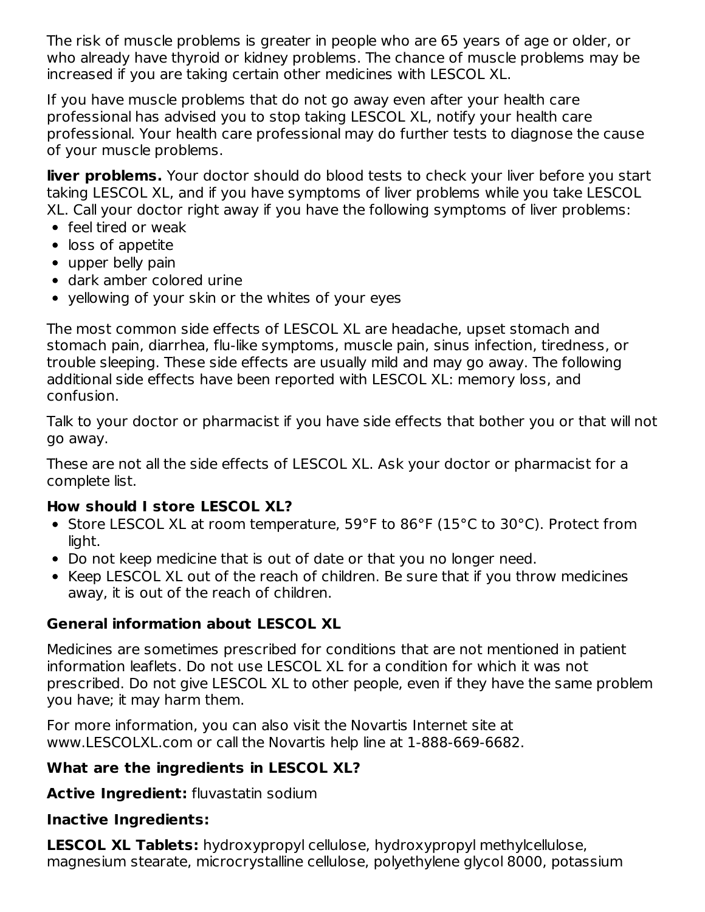The risk of muscle problems is greater in people who are 65 years of age or older, or who already have thyroid or kidney problems. The chance of muscle problems may be increased if you are taking certain other medicines with LESCOL XL.

If you have muscle problems that do not go away even after your health care professional has advised you to stop taking LESCOL XL, notify your health care professional. Your health care professional may do further tests to diagnose the cause of your muscle problems.

**liver problems.** Your doctor should do blood tests to check your liver before you start taking LESCOL XL, and if you have symptoms of liver problems while you take LESCOL XL. Call your doctor right away if you have the following symptoms of liver problems:

- feel tired or weak
- loss of appetite
- upper belly pain
- dark amber colored urine
- yellowing of your skin or the whites of your eyes

The most common side effects of LESCOL XL are headache, upset stomach and stomach pain, diarrhea, flu-like symptoms, muscle pain, sinus infection, tiredness, or trouble sleeping. These side effects are usually mild and may go away. The following additional side effects have been reported with LESCOL XL: memory loss, and confusion.

Talk to your doctor or pharmacist if you have side effects that bother you or that will not go away.

These are not all the side effects of LESCOL XL. Ask your doctor or pharmacist for a complete list.

**How should I store LESCOL XL?**

- Store LESCOL XL at room temperature, 59°F to 86°F (15°C to 30°C). Protect from light.
- Do not keep medicine that is out of date or that you no longer need.
- Keep LESCOL XL out of the reach of children. Be sure that if you throw medicines away, it is out of the reach of children.

**General information about LESCOL XL**

Medicines are sometimes prescribed for conditions that are not mentioned in patient information leaflets. Do not use LESCOL XL for a condition for which it was not prescribed. Do not give LESCOL XL to other people, even if they have the same problem you have; it may harm them.

For more information, you can also visit the Novartis Internet site at www.LESCOLXL.com or call the Novartis help line at 1-888-669-6682.

**What are the ingredients in LESCOL XL?**

**Active Ingredient:** fluvastatin sodium

**Inactive Ingredients:**

**LESCOL XL Tablets:** hydroxypropyl cellulose, hydroxypropyl methylcellulose, magnesium stearate, microcrystalline cellulose, polyethylene glycol 8000, potassium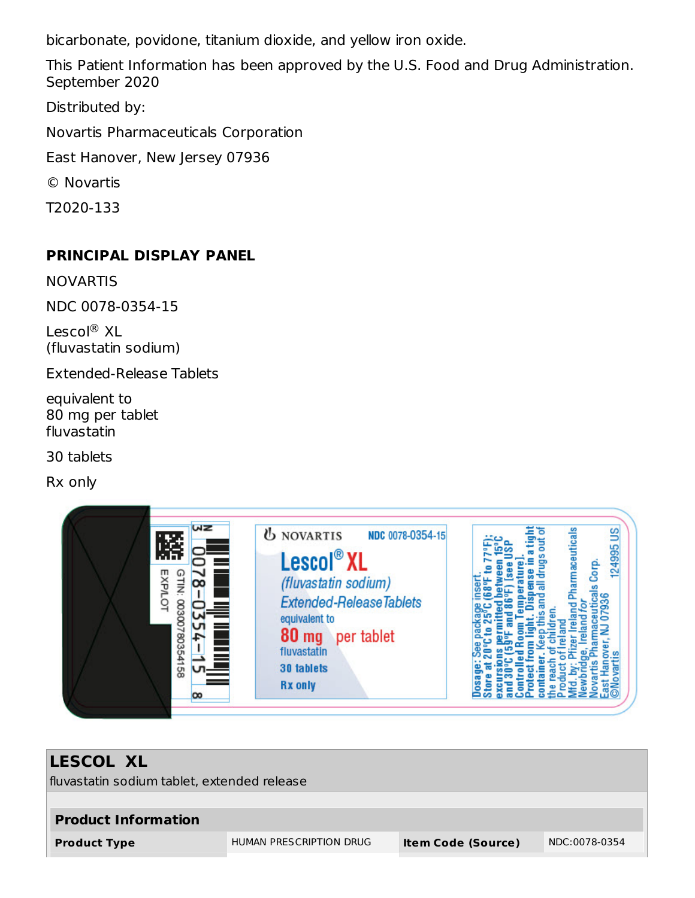bicarbonate, povidone, titanium dioxide, and yellow iron oxide.

This Patient Information has been approved by the U.S. Food and Drug Administration.
September 2020

Distributed by:

Novartis Pharmaceuticals Corporation

East Hanover, New Jersey 07936

© Novartis

T2020-133

## PRINCIPAL DISPLAY PANEL

NOVARTIS

NDC 0078-0354-15

Lescol® XL
(fluvastatin sodium)

Extended-Release Tablets

equivalent to
80 mg per tablet
fluvastatin

30 tablets

Rx only

NOVARTIS NDC 0078-0354-15

Lescol® XL
(fluvastatin sodium)
Extended-Release Tablets
equivalent to
80 mg per tablet
fluvastatin
30 tablets
Rx only

Dosage: See package insert.
Store at 20°C to 25°C (68°F to 77°F); excursions permitted between 15°C and 30°C (59°F and 86°F) [see USP Controlled Room Temperature]. Protect from light. Dispense in a tight container. Keep this and all drugs out of the reach of children.
Product of Ireland
Mfd. by: Pfizer Ireland Pharmaceuticals Newbridge, Ireland *for* Novartis Pharmaceuticals Corp. East Hanover, NJ 07936
©Novartis
124995 US

3 0078-0354-15 8

GTIN: 00300780354158

EXP/LOT

| **LESCOL XL** | | | |
|---|---|---|---|
| fluvastatin sodium tablet, extended release | | | |
| **Product Information** | | | |
| **Product Type** | HUMAN PRESCRIPTION DRUG | **Item Code (Source)** | NDC:0078-0354 |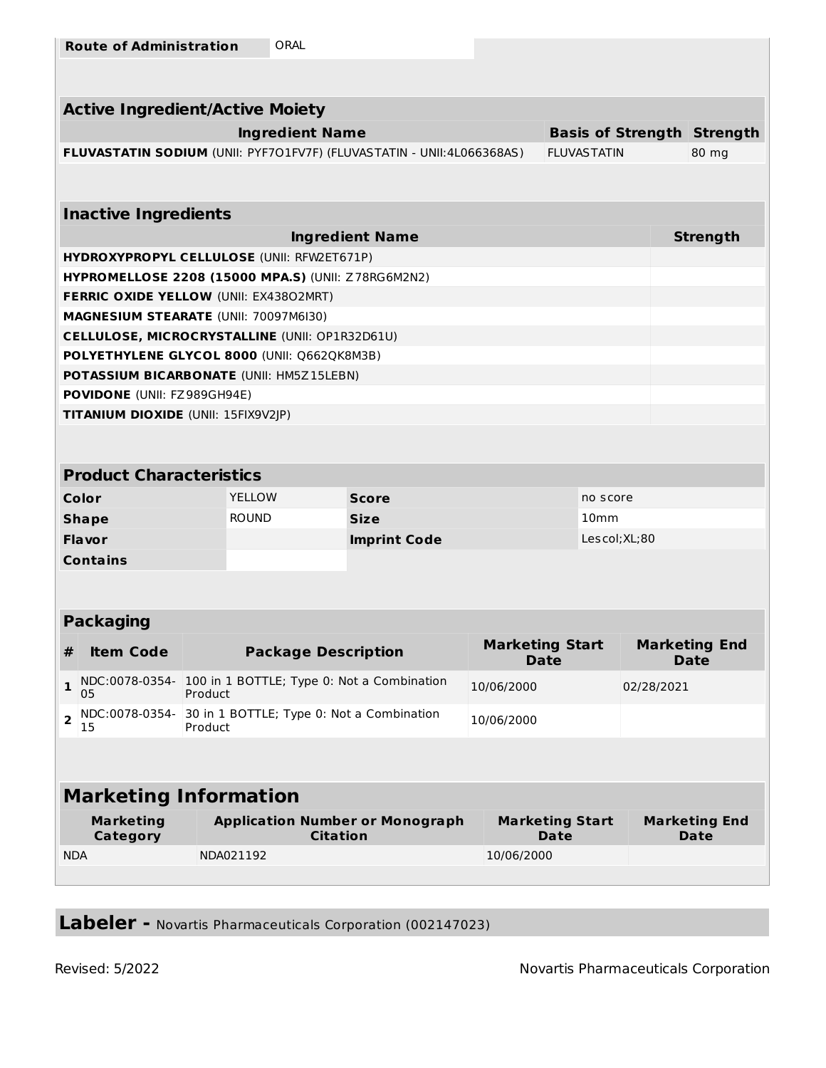| Route of Administration | ORAL |
|---|---|

## Active Ingredient/Active Moiety

| Ingredient Name | Basis of Strength | Strength |
|---|---|---|
| **FLUVASTATIN SODIUM** (UNII: PYF7O1FV7F) (FLUVASTATIN - UNII:4L066368AS) | FLUVASTATIN | 80 mg |

## Inactive Ingredients

| Ingredient Name | Strength |
|---|---|
| **HYDROXYPROPYL CELLULOSE** (UNII: RFW2ET671P) | |
| **HYPROMELLOSE 2208 (15000 MPA.S)** (UNII: Z78RG6M2N2) | |
| **FERRIC OXIDE YELLOW** (UNII: EX438O2MRT) | |
| **MAGNESIUM STEARATE** (UNII: 70097M6I30) | |
| **CELLULOSE, MICROCRYSTALLINE** (UNII: OP1R32D61U) | |
| **POLYETHYLENE GLYCOL 8000** (UNII: Q662QK8M3B) | |
| **POTASSIUM BICARBONATE** (UNII: HM5Z15LEBN) | |
| **POVIDONE** (UNII: FZ989GH94E) | |
| **TITANIUM DIOXIDE** (UNII: 15FIX9V2JP) | |

## Product Characteristics

| | | | |
|---|---|---|---|
| **Color** | YELLOW | **Score** | no score |
| **Shape** | ROUND | **Size** | 10mm |
| **Flavor** | | **Imprint Code** | Lescol;XL;80 |
| **Contains** | | | |

## Packaging

| # | Item Code | Package Description | Marketing Start Date | Marketing End Date |
|---|---|---|---|---|
| 1 | NDC:0078-0354-05 | 100 in 1 BOTTLE; Type 0: Not a Combination Product | 10/06/2000 | 02/28/2021 |
| 2 | NDC:0078-0354-15 | 30 in 1 BOTTLE; Type 0: Not a Combination Product | 10/06/2000 | |

## Marketing Information

| Marketing Category | Application Number or Monograph Citation | Marketing Start Date | Marketing End Date |
|---|---|---|---|
| NDA | NDA021192 | 10/06/2000 | |

## Labeler - Novartis Pharmaceuticals Corporation (002147023)

Revised: 5/2022

Novartis Pharmaceuticals Corporation